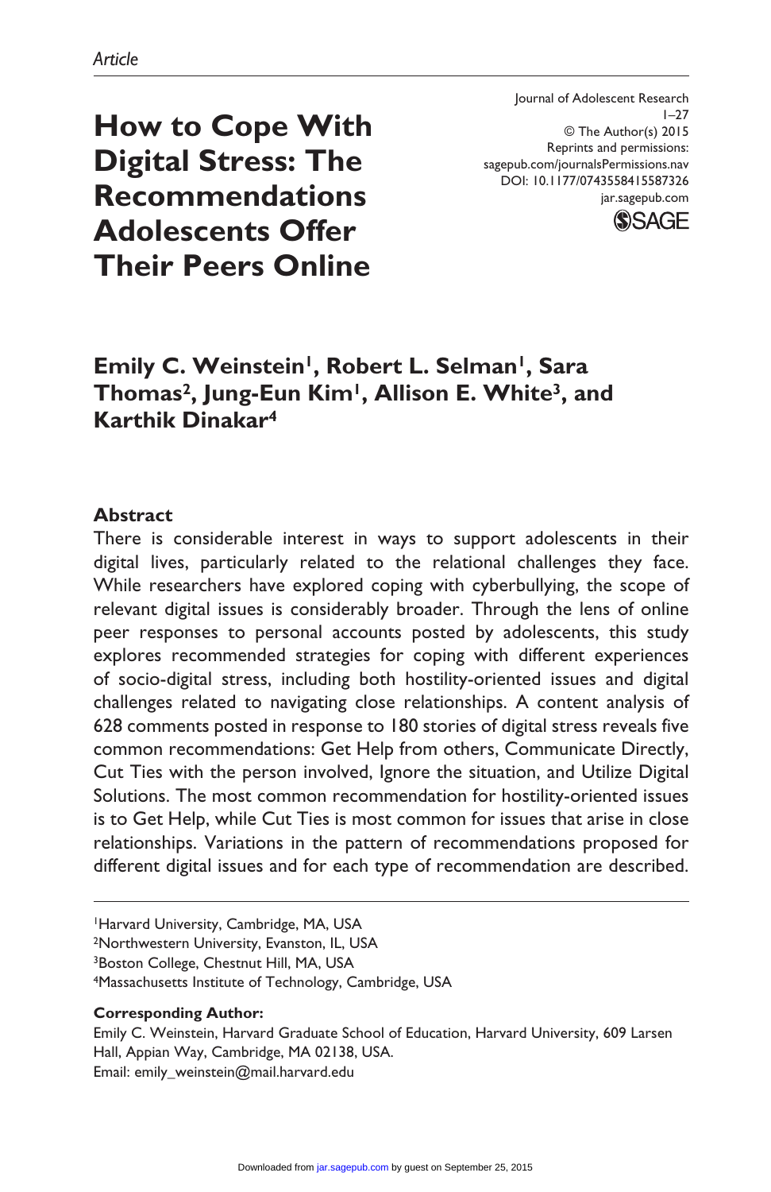*Article*

# How to Cope With Digital Stress: The Recommendations Adolescents Offer Their Peers Online

Journal of Adolescent Research
1–27
© The Author(s) 2015
Reprints and permissions:
sagepub.com/journalsPermissions.nav
DOI: 10.1177/0743558415587326
jar.sagepub.com

**Emily C. Weinstein[1], Robert L. Selman[1], Sara Thomas[2], Jung-Eun Kim[1], Allison E. White[3], and Karthik Dinakar[4]**

## Abstract

There is considerable interest in ways to support adolescents in their digital lives, particularly related to the relational challenges they face. While researchers have explored coping with cyberbullying, the scope of relevant digital issues is considerably broader. Through the lens of online peer responses to personal accounts posted by adolescents, this study explores recommended strategies for coping with different experiences of socio-digital stress, including both hostility-oriented issues and digital challenges related to navigating close relationships. A content analysis of 628 comments posted in response to 180 stories of digital stress reveals five common recommendations: Get Help from others, Communicate Directly, Cut Ties with the person involved, Ignore the situation, and Utilize Digital Solutions. The most common recommendation for hostility-oriented issues is to Get Help, while Cut Ties is most common for issues that arise in close relationships. Variations in the pattern of recommendations proposed for different digital issues and for each type of recommendation are described.

---

[1]Harvard University, Cambridge, MA, USA
[2]Northwestern University, Evanston, IL, USA
[3]Boston College, Chestnut Hill, MA, USA
[4]Massachusetts Institute of Technology, Cambridge, USA

**Corresponding Author:**
Emily C. Weinstein, Harvard Graduate School of Education, Harvard University, 609 Larsen Hall, Appian Way, Cambridge, MA 02138, USA.
Email: emily_weinstein@mail.harvard.edu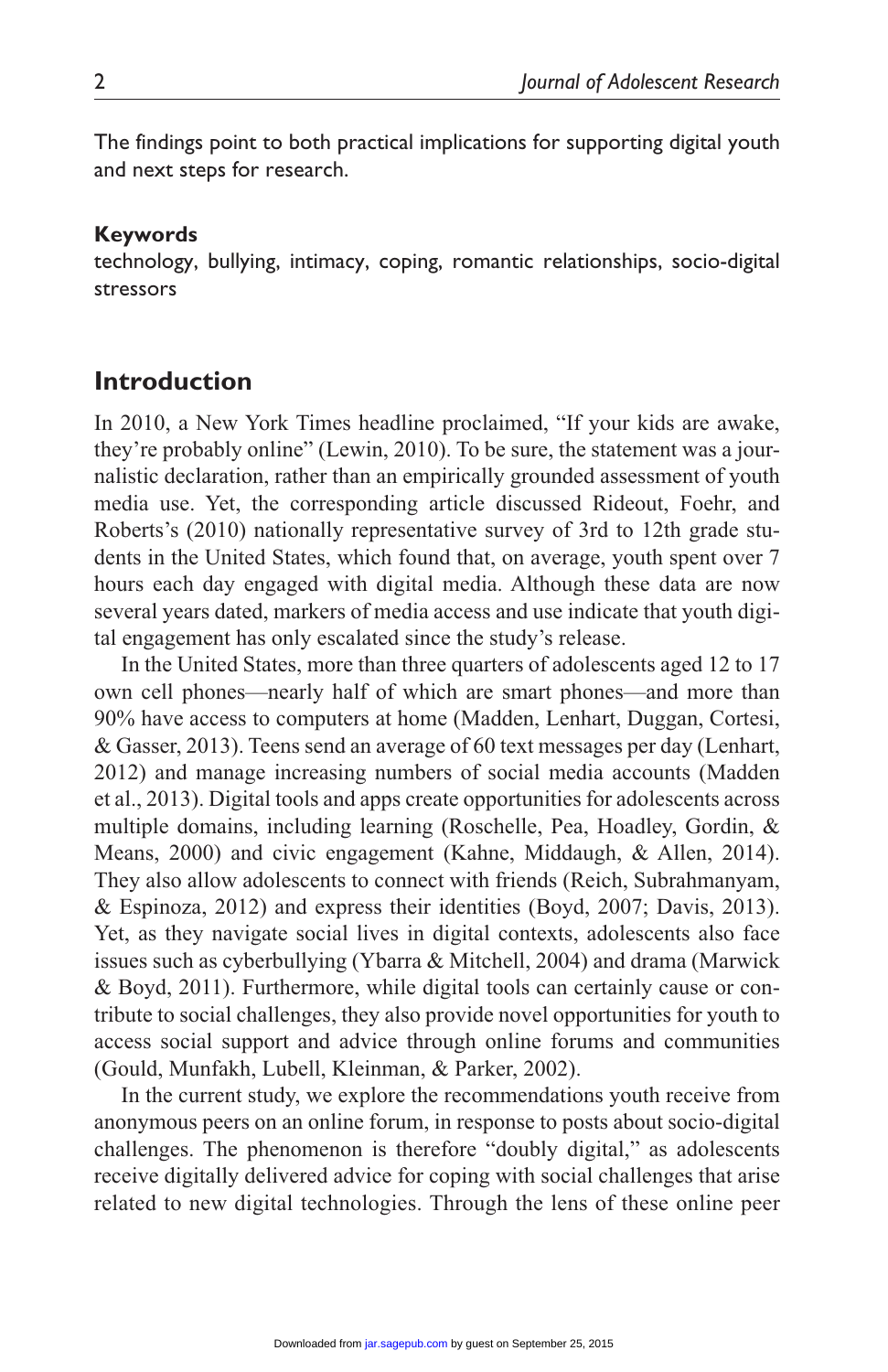The findings point to both practical implications for supporting digital youth and next steps for research.

**Keywords**

technology, bullying, intimacy, coping, romantic relationships, socio-digital stressors

## Introduction

In 2010, a New York Times headline proclaimed, "If your kids are awake, they're probably online" (Lewin, 2010). To be sure, the statement was a journalistic declaration, rather than an empirically grounded assessment of youth media use. Yet, the corresponding article discussed Rideout, Foehr, and Roberts's (2010) nationally representative survey of 3rd to 12th grade students in the United States, which found that, on average, youth spent over 7 hours each day engaged with digital media. Although these data are now several years dated, markers of media access and use indicate that youth digital engagement has only escalated since the study's release.

In the United States, more than three quarters of adolescents aged 12 to 17 own cell phones—nearly half of which are smart phones—and more than 90% have access to computers at home (Madden, Lenhart, Duggan, Cortesi, & Gasser, 2013). Teens send an average of 60 text messages per day (Lenhart, 2012) and manage increasing numbers of social media accounts (Madden et al., 2013). Digital tools and apps create opportunities for adolescents across multiple domains, including learning (Roschelle, Pea, Hoadley, Gordin, & Means, 2000) and civic engagement (Kahne, Middaugh, & Allen, 2014). They also allow adolescents to connect with friends (Reich, Subrahmanyam, & Espinoza, 2012) and express their identities (Boyd, 2007; Davis, 2013). Yet, as they navigate social lives in digital contexts, adolescents also face issues such as cyberbullying (Ybarra & Mitchell, 2004) and drama (Marwick & Boyd, 2011). Furthermore, while digital tools can certainly cause or contribute to social challenges, they also provide novel opportunities for youth to access social support and advice through online forums and communities (Gould, Munfakh, Lubell, Kleinman, & Parker, 2002).

In the current study, we explore the recommendations youth receive from anonymous peers on an online forum, in response to posts about socio-digital challenges. The phenomenon is therefore "doubly digital," as adolescents receive digitally delivered advice for coping with social challenges that arise related to new digital technologies. Through the lens of these online peer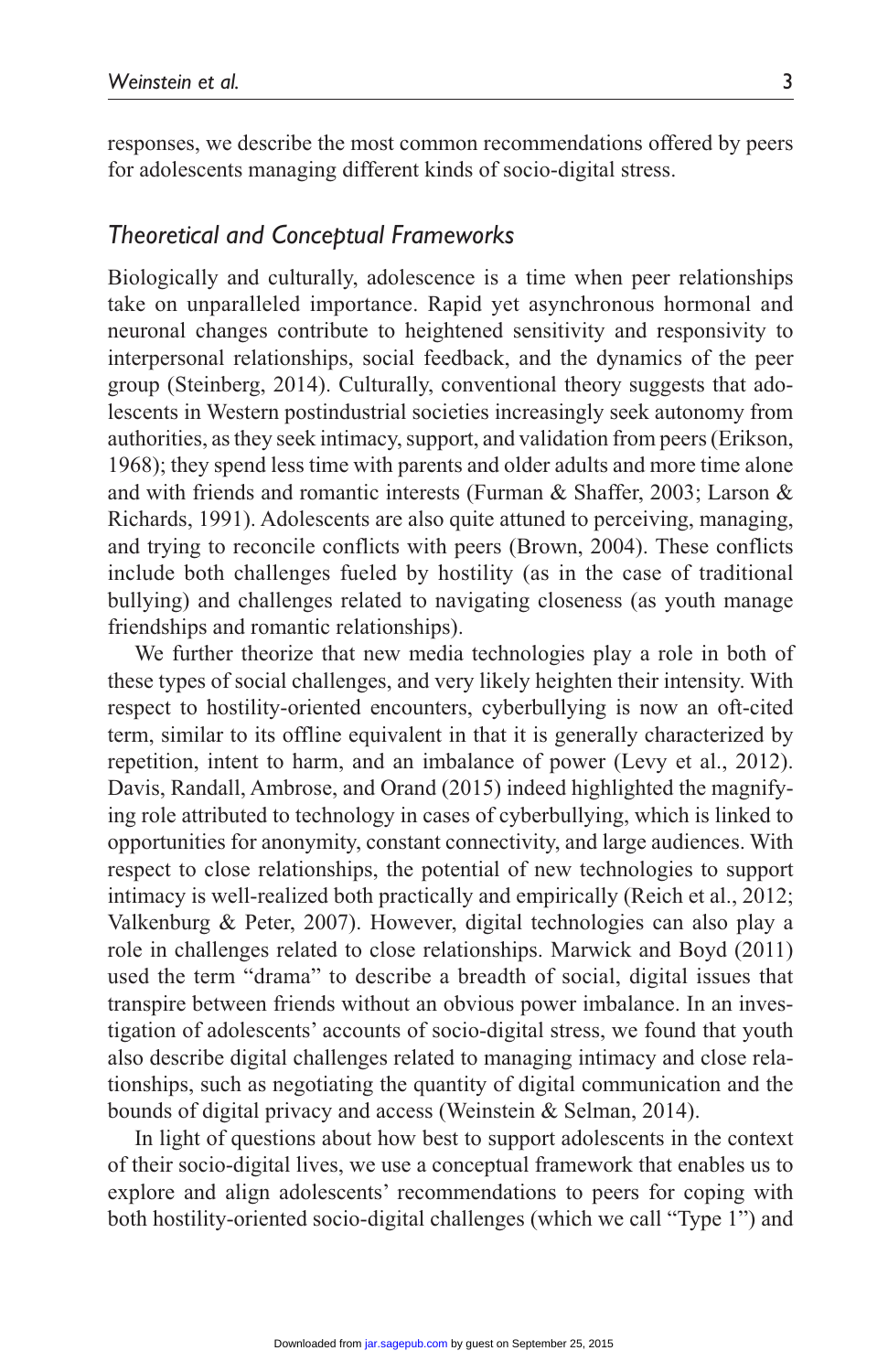responses, we describe the most common recommendations offered by peers for adolescents managing different kinds of socio-digital stress.

### *Theoretical and Conceptual Frameworks*

Biologically and culturally, adolescence is a time when peer relationships take on unparalleled importance. Rapid yet asynchronous hormonal and neuronal changes contribute to heightened sensitivity and responsivity to interpersonal relationships, social feedback, and the dynamics of the peer group (Steinberg, 2014). Culturally, conventional theory suggests that adolescents in Western postindustrial societies increasingly seek autonomy from authorities, as they seek intimacy, support, and validation from peers (Erikson, 1968); they spend less time with parents and older adults and more time alone and with friends and romantic interests (Furman & Shaffer, 2003; Larson & Richards, 1991). Adolescents are also quite attuned to perceiving, managing, and trying to reconcile conflicts with peers (Brown, 2004). These conflicts include both challenges fueled by hostility (as in the case of traditional bullying) and challenges related to navigating closeness (as youth manage friendships and romantic relationships).

We further theorize that new media technologies play a role in both of these types of social challenges, and very likely heighten their intensity. With respect to hostility-oriented encounters, cyberbullying is now an oft-cited term, similar to its offline equivalent in that it is generally characterized by repetition, intent to harm, and an imbalance of power (Levy et al., 2012). Davis, Randall, Ambrose, and Orand (2015) indeed highlighted the magnifying role attributed to technology in cases of cyberbullying, which is linked to opportunities for anonymity, constant connectivity, and large audiences. With respect to close relationships, the potential of new technologies to support intimacy is well-realized both practically and empirically (Reich et al., 2012; Valkenburg & Peter, 2007). However, digital technologies can also play a role in challenges related to close relationships. Marwick and Boyd (2011) used the term "drama" to describe a breadth of social, digital issues that transpire between friends without an obvious power imbalance. In an investigation of adolescents' accounts of socio-digital stress, we found that youth also describe digital challenges related to managing intimacy and close relationships, such as negotiating the quantity of digital communication and the bounds of digital privacy and access (Weinstein & Selman, 2014).

In light of questions about how best to support adolescents in the context of their socio-digital lives, we use a conceptual framework that enables us to explore and align adolescents' recommendations to peers for coping with both hostility-oriented socio-digital challenges (which we call "Type 1") and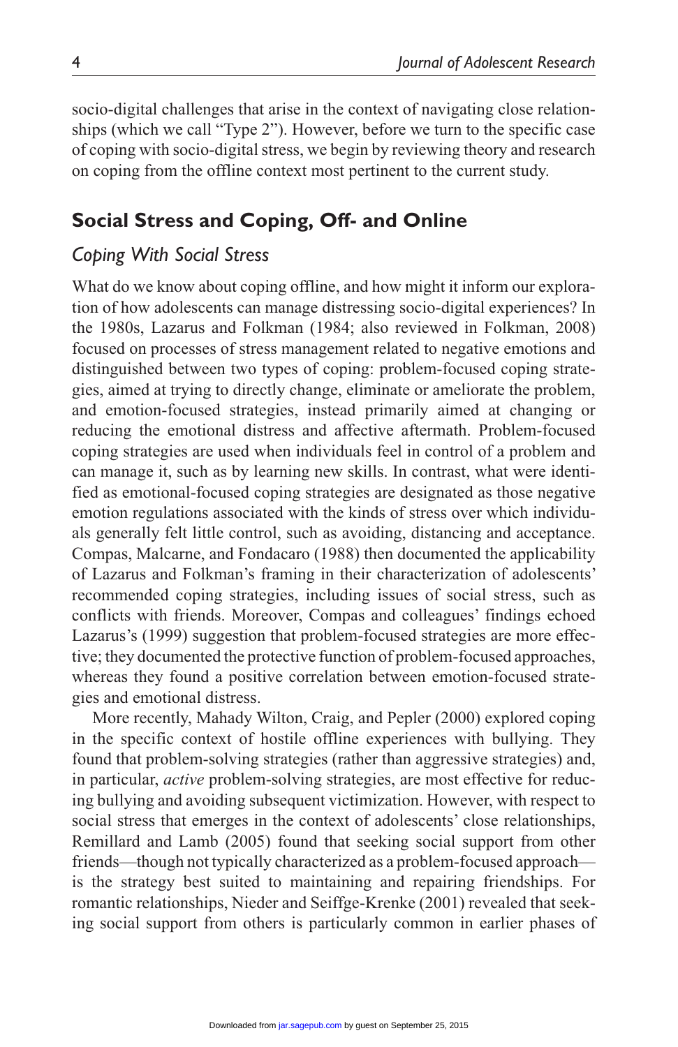socio-digital challenges that arise in the context of navigating close relationships (which we call "Type 2"). However, before we turn to the specific case of coping with socio-digital stress, we begin by reviewing theory and research on coping from the offline context most pertinent to the current study.

## Social Stress and Coping, Off- and Online

### *Coping With Social Stress*

What do we know about coping offline, and how might it inform our exploration of how adolescents can manage distressing socio-digital experiences? In the 1980s, Lazarus and Folkman (1984; also reviewed in Folkman, 2008) focused on processes of stress management related to negative emotions and distinguished between two types of coping: problem-focused coping strategies, aimed at trying to directly change, eliminate or ameliorate the problem, and emotion-focused strategies, instead primarily aimed at changing or reducing the emotional distress and affective aftermath. Problem-focused coping strategies are used when individuals feel in control of a problem and can manage it, such as by learning new skills. In contrast, what were identified as emotional-focused coping strategies are designated as those negative emotion regulations associated with the kinds of stress over which individuals generally felt little control, such as avoiding, distancing and acceptance. Compas, Malcarne, and Fondacaro (1988) then documented the applicability of Lazarus and Folkman's framing in their characterization of adolescents' recommended coping strategies, including issues of social stress, such as conflicts with friends. Moreover, Compas and colleagues' findings echoed Lazarus's (1999) suggestion that problem-focused strategies are more effective; they documented the protective function of problem-focused approaches, whereas they found a positive correlation between emotion-focused strategies and emotional distress.

More recently, Mahady Wilton, Craig, and Pepler (2000) explored coping in the specific context of hostile offline experiences with bullying. They found that problem-solving strategies (rather than aggressive strategies) and, in particular, *active* problem-solving strategies, are most effective for reducing bullying and avoiding subsequent victimization. However, with respect to social stress that emerges in the context of adolescents' close relationships, Remillard and Lamb (2005) found that seeking social support from other friends—though not typically characterized as a problem-focused approach—is the strategy best suited to maintaining and repairing friendships. For romantic relationships, Nieder and Seiffge-Krenke (2001) revealed that seeking social support from others is particularly common in earlier phases of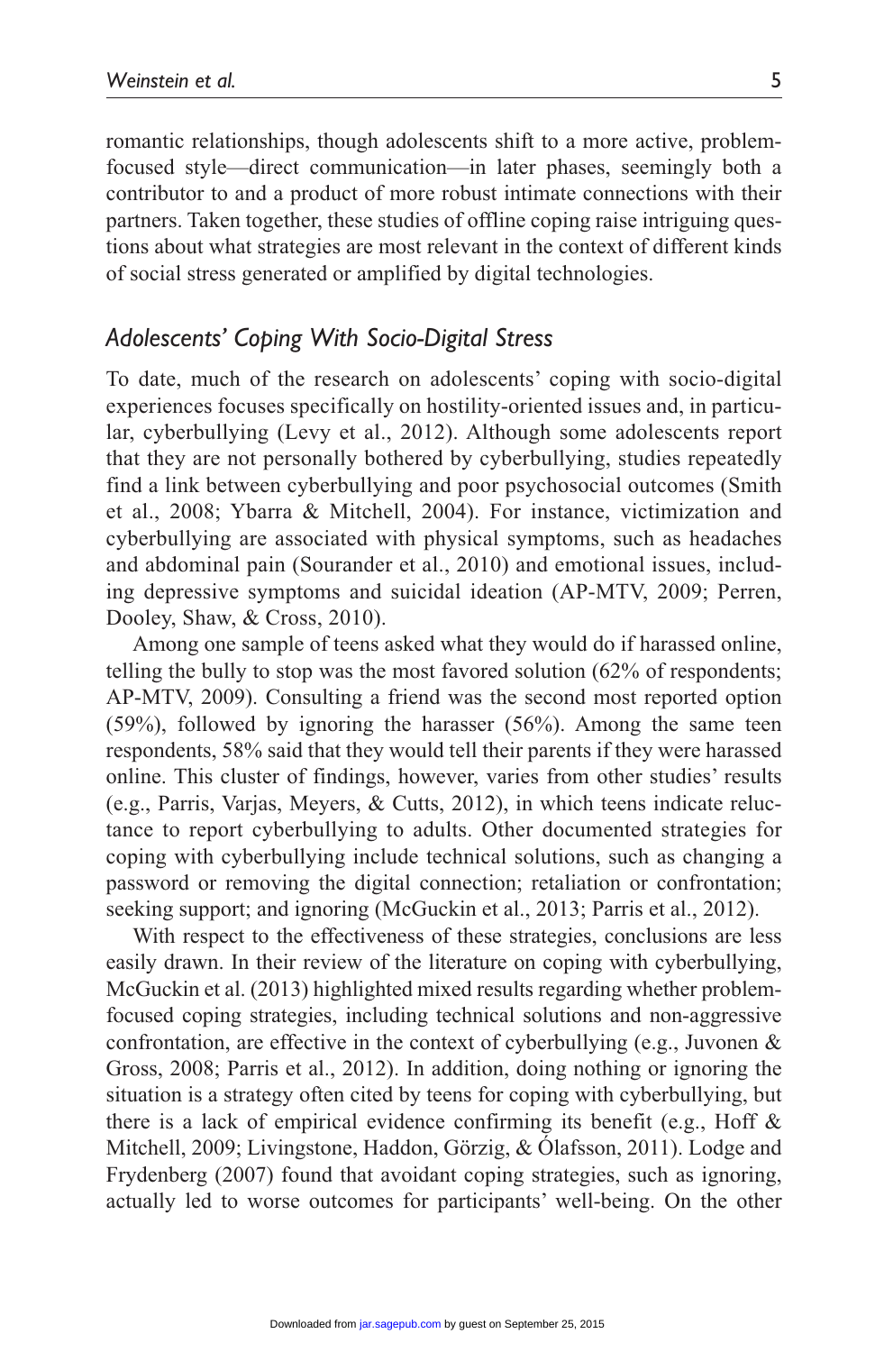romantic relationships, though adolescents shift to a more active, problem-focused style—direct communication—in later phases, seemingly both a contributor to and a product of more robust intimate connections with their partners. Taken together, these studies of offline coping raise intriguing questions about what strategies are most relevant in the context of different kinds of social stress generated or amplified by digital technologies.

### *Adolescents' Coping With Socio-Digital Stress*

To date, much of the research on adolescents' coping with socio-digital experiences focuses specifically on hostility-oriented issues and, in particular, cyberbullying (Levy et al., 2012). Although some adolescents report that they are not personally bothered by cyberbullying, studies repeatedly find a link between cyberbullying and poor psychosocial outcomes (Smith et al., 2008; Ybarra & Mitchell, 2004). For instance, victimization and cyberbullying are associated with physical symptoms, such as headaches and abdominal pain (Sourander et al., 2010) and emotional issues, including depressive symptoms and suicidal ideation (AP-MTV, 2009; Perren, Dooley, Shaw, & Cross, 2010).

Among one sample of teens asked what they would do if harassed online, telling the bully to stop was the most favored solution (62% of respondents; AP-MTV, 2009). Consulting a friend was the second most reported option (59%), followed by ignoring the harasser (56%). Among the same teen respondents, 58% said that they would tell their parents if they were harassed online. This cluster of findings, however, varies from other studies' results (e.g., Parris, Varjas, Meyers, & Cutts, 2012), in which teens indicate reluctance to report cyberbullying to adults. Other documented strategies for coping with cyberbullying include technical solutions, such as changing a password or removing the digital connection; retaliation or confrontation; seeking support; and ignoring (McGuckin et al., 2013; Parris et al., 2012).

With respect to the effectiveness of these strategies, conclusions are less easily drawn. In their review of the literature on coping with cyberbullying, McGuckin et al. (2013) highlighted mixed results regarding whether problem-focused coping strategies, including technical solutions and non-aggressive confrontation, are effective in the context of cyberbullying (e.g., Juvonen & Gross, 2008; Parris et al., 2012). In addition, doing nothing or ignoring the situation is a strategy often cited by teens for coping with cyberbullying, but there is a lack of empirical evidence confirming its benefit (e.g., Hoff & Mitchell, 2009; Livingstone, Haddon, Görzig, & Ólafsson, 2011). Lodge and Frydenberg (2007) found that avoidant coping strategies, such as ignoring, actually led to worse outcomes for participants' well-being. On the other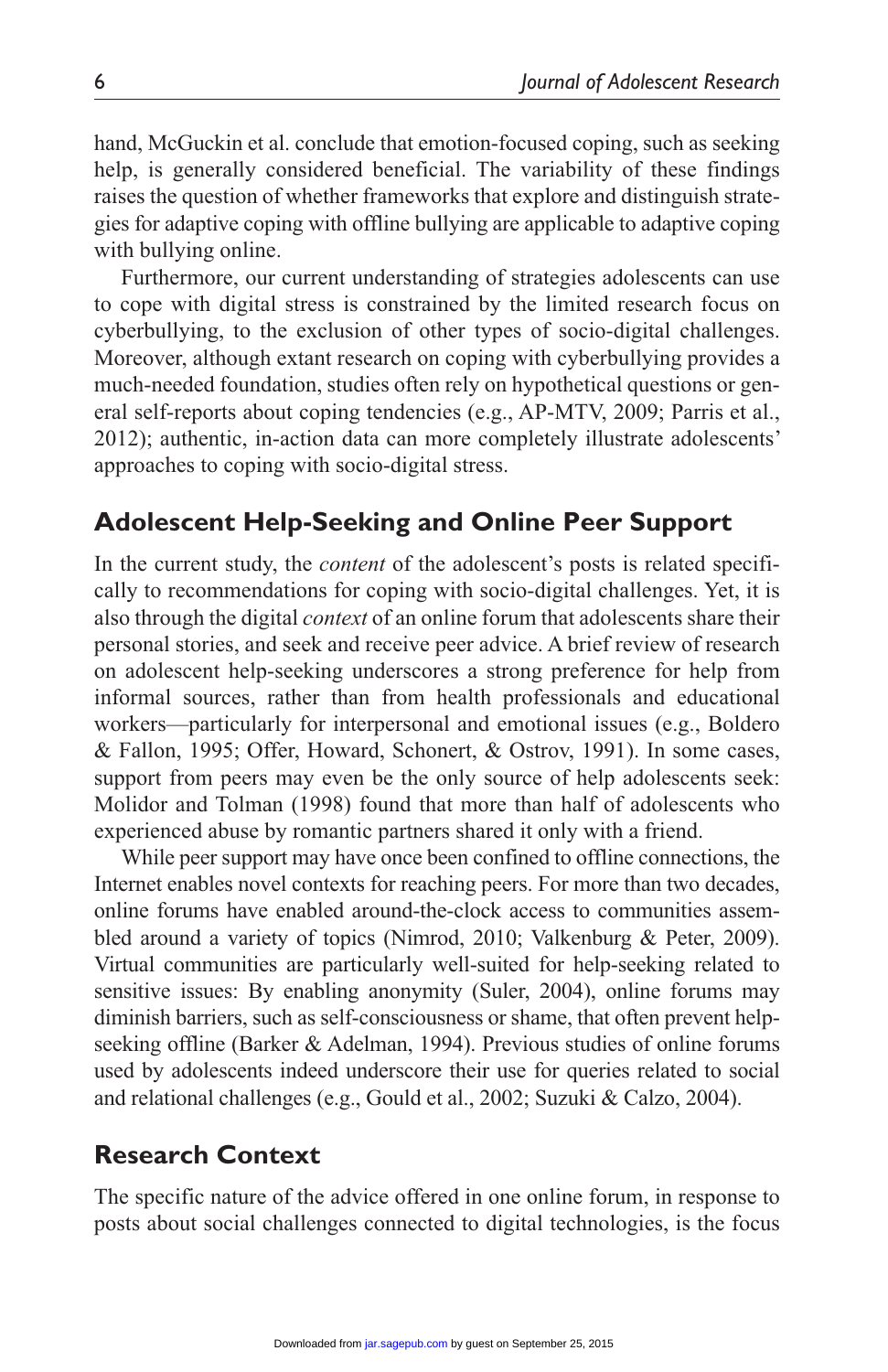hand, McGuckin et al. conclude that emotion-focused coping, such as seeking help, is generally considered beneficial. The variability of these findings raises the question of whether frameworks that explore and distinguish strategies for adaptive coping with offline bullying are applicable to adaptive coping with bullying online.

Furthermore, our current understanding of strategies adolescents can use to cope with digital stress is constrained by the limited research focus on cyberbullying, to the exclusion of other types of socio-digital challenges. Moreover, although extant research on coping with cyberbullying provides a much-needed foundation, studies often rely on hypothetical questions or general self-reports about coping tendencies (e.g., AP-MTV, 2009; Parris et al., 2012); authentic, in-action data can more completely illustrate adolescents' approaches to coping with socio-digital stress.

## Adolescent Help-Seeking and Online Peer Support

In the current study, the *content* of the adolescent's posts is related specifically to recommendations for coping with socio-digital challenges. Yet, it is also through the digital *context* of an online forum that adolescents share their personal stories, and seek and receive peer advice. A brief review of research on adolescent help-seeking underscores a strong preference for help from informal sources, rather than from health professionals and educational workers—particularly for interpersonal and emotional issues (e.g., Boldero & Fallon, 1995; Offer, Howard, Schonert, & Ostrov, 1991). In some cases, support from peers may even be the only source of help adolescents seek: Molidor and Tolman (1998) found that more than half of adolescents who experienced abuse by romantic partners shared it only with a friend.

While peer support may have once been confined to offline connections, the Internet enables novel contexts for reaching peers. For more than two decades, online forums have enabled around-the-clock access to communities assembled around a variety of topics (Nimrod, 2010; Valkenburg & Peter, 2009). Virtual communities are particularly well-suited for help-seeking related to sensitive issues: By enabling anonymity (Suler, 2004), online forums may diminish barriers, such as self-consciousness or shame, that often prevent help-seeking offline (Barker & Adelman, 1994). Previous studies of online forums used by adolescents indeed underscore their use for queries related to social and relational challenges (e.g., Gould et al., 2002; Suzuki & Calzo, 2004).

## Research Context

The specific nature of the advice offered in one online forum, in response to posts about social challenges connected to digital technologies, is the focus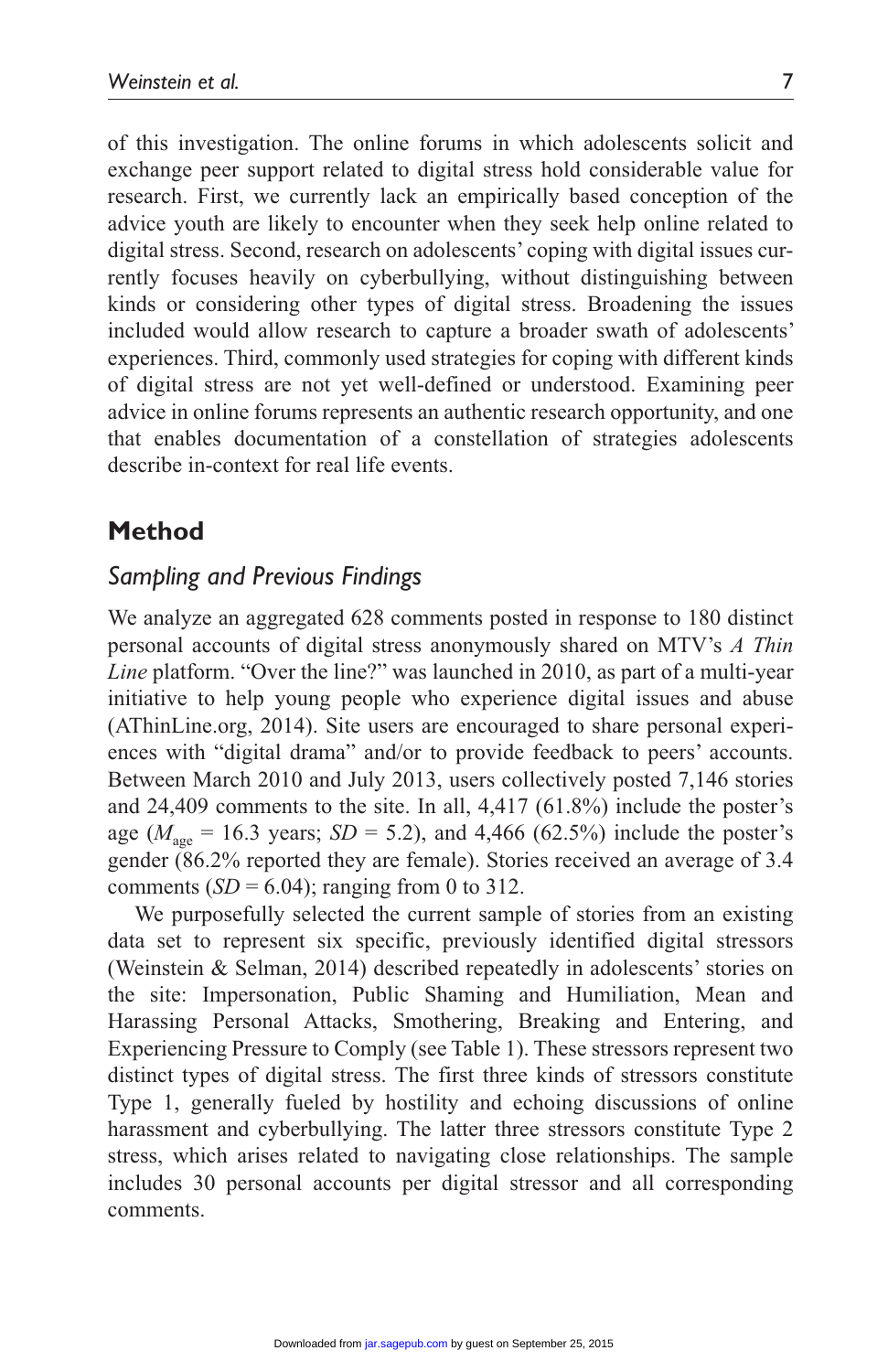of this investigation. The online forums in which adolescents solicit and exchange peer support related to digital stress hold considerable value for research. First, we currently lack an empirically based conception of the advice youth are likely to encounter when they seek help online related to digital stress. Second, research on adolescents' coping with digital issues currently focuses heavily on cyberbullying, without distinguishing between kinds or considering other types of digital stress. Broadening the issues included would allow research to capture a broader swath of adolescents' experiences. Third, commonly used strategies for coping with different kinds of digital stress are not yet well-defined or understood. Examining peer advice in online forums represents an authentic research opportunity, and one that enables documentation of a constellation of strategies adolescents describe in-context for real life events.

## Method

### *Sampling and Previous Findings*

We analyze an aggregated 628 comments posted in response to 180 distinct personal accounts of digital stress anonymously shared on MTV's *A Thin Line* platform. "Over the line?" was launched in 2010, as part of a multi-year initiative to help young people who experience digital issues and abuse (AThinLine.org, 2014). Site users are encouraged to share personal experiences with "digital drama" and/or to provide feedback to peers' accounts. Between March 2010 and July 2013, users collectively posted 7,146 stories and 24,409 comments to the site. In all, 4,417 (61.8%) include the poster's age ($M_{age}$ = 16.3 years; $SD$ = 5.2), and 4,466 (62.5%) include the poster's gender (86.2% reported they are female). Stories received an average of 3.4 comments ($SD$ = 6.04); ranging from 0 to 312.

We purposefully selected the current sample of stories from an existing data set to represent six specific, previously identified digital stressors (Weinstein & Selman, 2014) described repeatedly in adolescents' stories on the site: Impersonation, Public Shaming and Humiliation, Mean and Harassing Personal Attacks, Smothering, Breaking and Entering, and Experiencing Pressure to Comply (see Table 1). These stressors represent two distinct types of digital stress. The first three kinds of stressors constitute Type 1, generally fueled by hostility and echoing discussions of online harassment and cyberbullying. The latter three stressors constitute Type 2 stress, which arises related to navigating close relationships. The sample includes 30 personal accounts per digital stressor and all corresponding comments.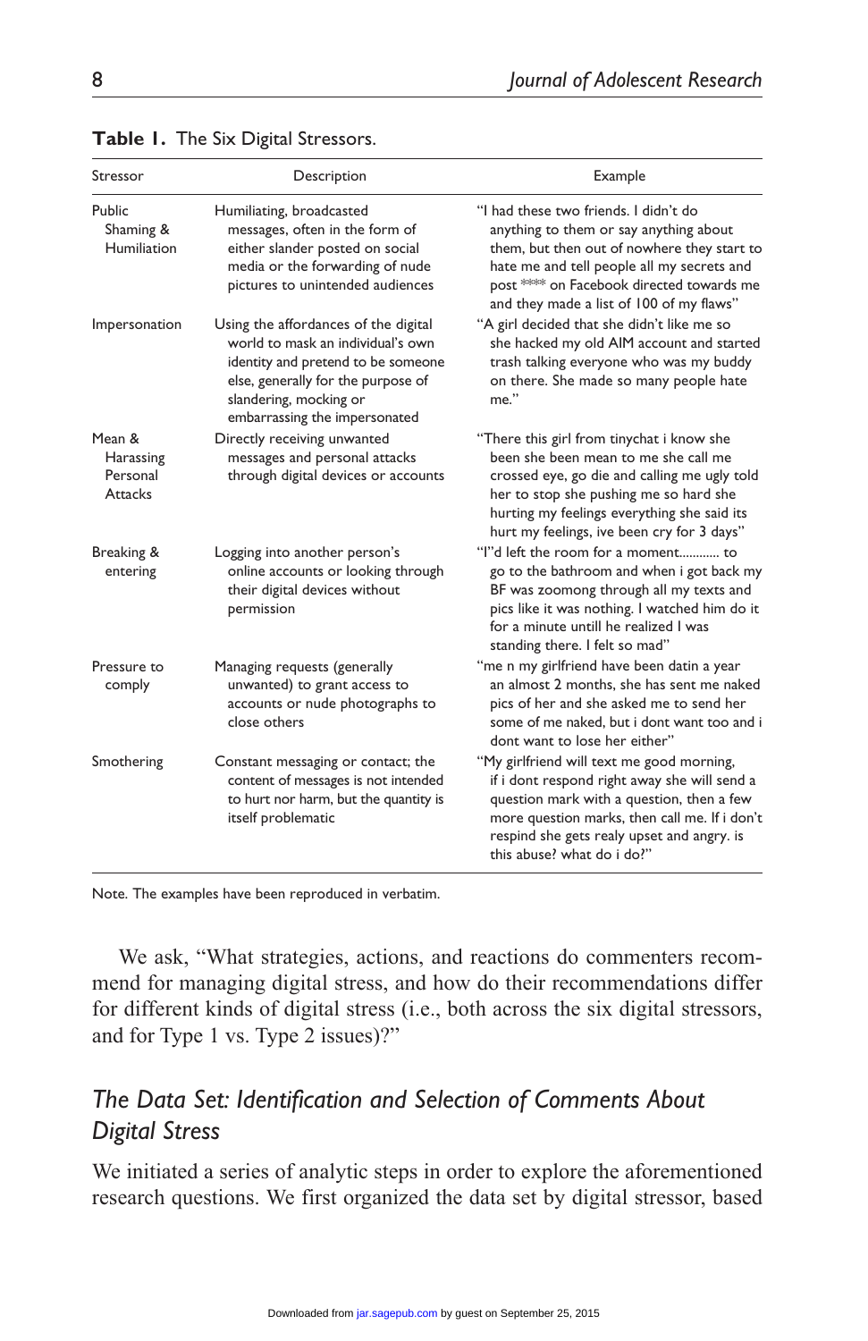**Table 1.** The Six Digital Stressors.

| Stressor | Description | Example |
|---|---|---|
| Public Shaming & Humiliation | Humiliating, broadcasted messages, often in the form of either slander posted on social media or the forwarding of nude pictures to unintended audiences | "I had these two friends. I didn't do anything to them or say anything about them, but then out of nowhere they start to hate me and tell people all my secrets and post **** on Facebook directed towards me and they made a list of 100 of my flaws" |
| Impersonation | Using the affordances of the digital world to mask an individual's own identity and pretend to be someone else, generally for the purpose of slandering, mocking or embarrassing the impersonated | "A girl decided that she didn't like me so she hacked my old AIM account and started trash talking everyone who was my buddy on there. She made so many people hate me." |
| Mean & Harassing Personal Attacks | Directly receiving unwanted messages and personal attacks through digital devices or accounts | "There this girl from tinychat i know she been mean to me she call me crossed eye, go die and calling me ugly told her to stop she pushing me so hard she hurting my feelings everything she said its hurt my feelings, ive been cry for 3 days" |
| Breaking & entering | Logging into another person's online accounts or looking through their digital devices without permission | "I"d left the room for a moment........... to go to the bathroom and when i got back my BF was zoomong through all my texts and pics like it was nothing. I watched him do it for a minute untill he realized I was standing there. I felt so mad" |
| Pressure to comply | Managing requests (generally unwanted) to grant access to accounts or nude photographs to close others | "me n my girlfriend have been datin a year an almost 2 months, she has sent me naked pics of her and she asked me to send her some of me naked, but i dont want too and i dont want to lose her either" |
| Smothering | Constant messaging or contact; the content of messages is not intended to hurt nor harm, but the quantity is itself problematic | "My girlfriend will text me good morning, if i dont respond right away she will send a question mark with a question, then a few more question marks, then call me. If i don't respind she gets realy upset and angry. is this abuse? what do i do?" |

Note. The examples have been reproduced in verbatim.

We ask, "What strategies, actions, and reactions do commenters recommend for managing digital stress, and how do their recommendations differ for different kinds of digital stress (i.e., both across the six digital stressors, and for Type 1 vs. Type 2 issues)?"

## *The Data Set: Identification and Selection of Comments About Digital Stress*

We initiated a series of analytic steps in order to explore the aforementioned research questions. We first organized the data set by digital stressor, based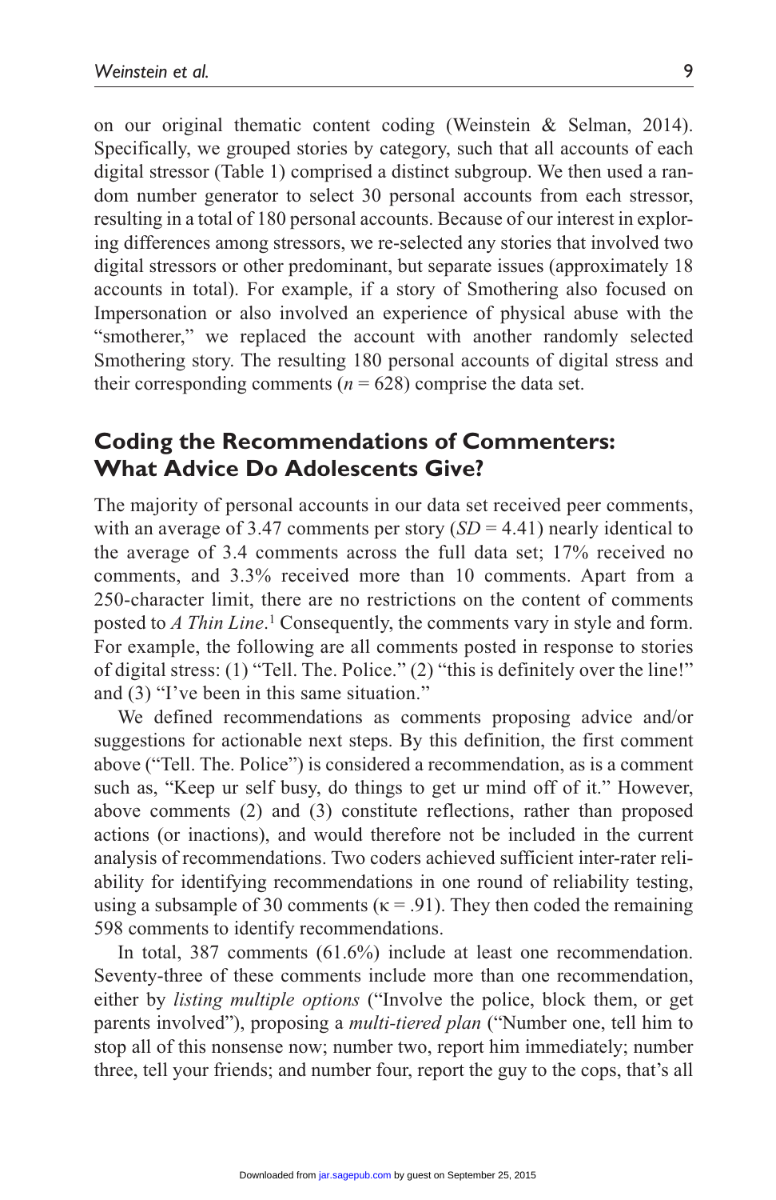on our original thematic content coding (Weinstein & Selman, 2014). Specifically, we grouped stories by category, such that all accounts of each digital stressor (Table 1) comprised a distinct subgroup. We then used a random number generator to select 30 personal accounts from each stressor, resulting in a total of 180 personal accounts. Because of our interest in exploring differences among stressors, we re-selected any stories that involved two digital stressors or other predominant, but separate issues (approximately 18 accounts in total). For example, if a story of Smothering also focused on Impersonation or also involved an experience of physical abuse with the "smotherer," we replaced the account with another randomly selected Smothering story. The resulting 180 personal accounts of digital stress and their corresponding comments ($n = 628$) comprise the data set.

## Coding the Recommendations of Commenters: What Advice Do Adolescents Give?

The majority of personal accounts in our data set received peer comments, with an average of 3.47 comments per story ($SD = 4.41$) nearly identical to the average of 3.4 comments across the full data set; 17% received no comments, and 3.3% received more than 10 comments. Apart from a 250-character limit, there are no restrictions on the content of comments posted to *A Thin Line*.[1] Consequently, the comments vary in style and form. For example, the following are all comments posted in response to stories of digital stress: (1) "Tell. The. Police." (2) "this is definitely over the line!" and (3) "I've been in this same situation."

We defined recommendations as comments proposing advice and/or suggestions for actionable next steps. By this definition, the first comment above ("Tell. The. Police") is considered a recommendation, as is a comment such as, "Keep ur self busy, do things to get ur mind off of it." However, above comments (2) and (3) constitute reflections, rather than proposed actions (or inactions), and would therefore not be included in the current analysis of recommendations. Two coders achieved sufficient inter-rater reliability for identifying recommendations in one round of reliability testing, using a subsample of 30 comments ($\kappa = .91$). They then coded the remaining 598 comments to identify recommendations.

In total, 387 comments (61.6%) include at least one recommendation. Seventy-three of these comments include more than one recommendation, either by *listing multiple options* ("Involve the police, block them, or get parents involved"), proposing a *multi-tiered plan* ("Number one, tell him to stop all of this nonsense now; number two, report him immediately; number three, tell your friends; and number four, report the guy to the cops, that's all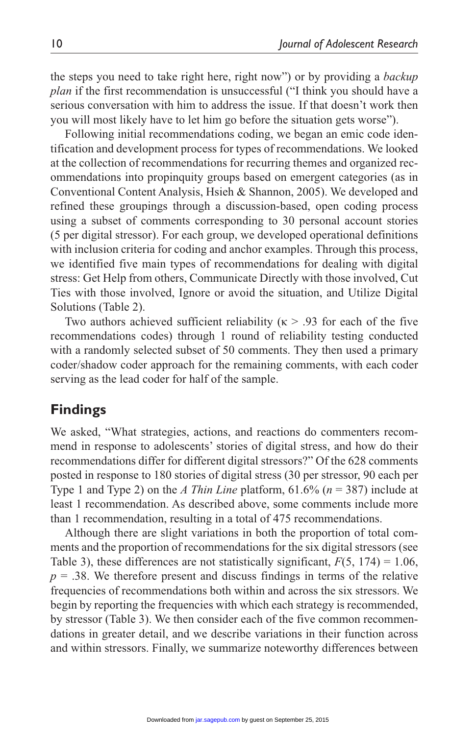the steps you need to take right here, right now") or by providing a *backup plan* if the first recommendation is unsuccessful ("I think you should have a serious conversation with him to address the issue. If that doesn't work then you will most likely have to let him go before the situation gets worse").

Following initial recommendations coding, we began an emic code identification and development process for types of recommendations. We looked at the collection of recommendations for recurring themes and organized recommendations into propinquity groups based on emergent categories (as in Conventional Content Analysis, Hsieh & Shannon, 2005). We developed and refined these groupings through a discussion-based, open coding process using a subset of comments corresponding to 30 personal account stories (5 per digital stressor). For each group, we developed operational definitions with inclusion criteria for coding and anchor examples. Through this process, we identified five main types of recommendations for dealing with digital stress: Get Help from others, Communicate Directly with those involved, Cut Ties with those involved, Ignore or avoid the situation, and Utilize Digital Solutions (Table 2).

Two authors achieved sufficient reliability ($\kappa > .93$ for each of the five recommendations codes) through 1 round of reliability testing conducted with a randomly selected subset of 50 comments. They then used a primary coder/shadow coder approach for the remaining comments, with each coder serving as the lead coder for half of the sample.

## Findings

We asked, "What strategies, actions, and reactions do commenters recommend in response to adolescents' stories of digital stress, and how do their recommendations differ for different digital stressors?" Of the 628 comments posted in response to 180 stories of digital stress (30 per stressor, 90 each per Type 1 and Type 2) on the *A Thin Line* platform, 61.6% ($n$ = 387) include at least 1 recommendation. As described above, some comments include more than 1 recommendation, resulting in a total of 475 recommendations.

Although there are slight variations in both the proportion of total comments and the proportion of recommendations for the six digital stressors (see Table 3), these differences are not statistically significant, $F(5, 174) = 1.06$, $p = .38$. We therefore present and discuss findings in terms of the relative frequencies of recommendations both within and across the six stressors. We begin by reporting the frequencies with which each strategy is recommended, by stressor (Table 3). We then consider each of the five common recommendations in greater detail, and we describe variations in their function across and within stressors. Finally, we summarize noteworthy differences between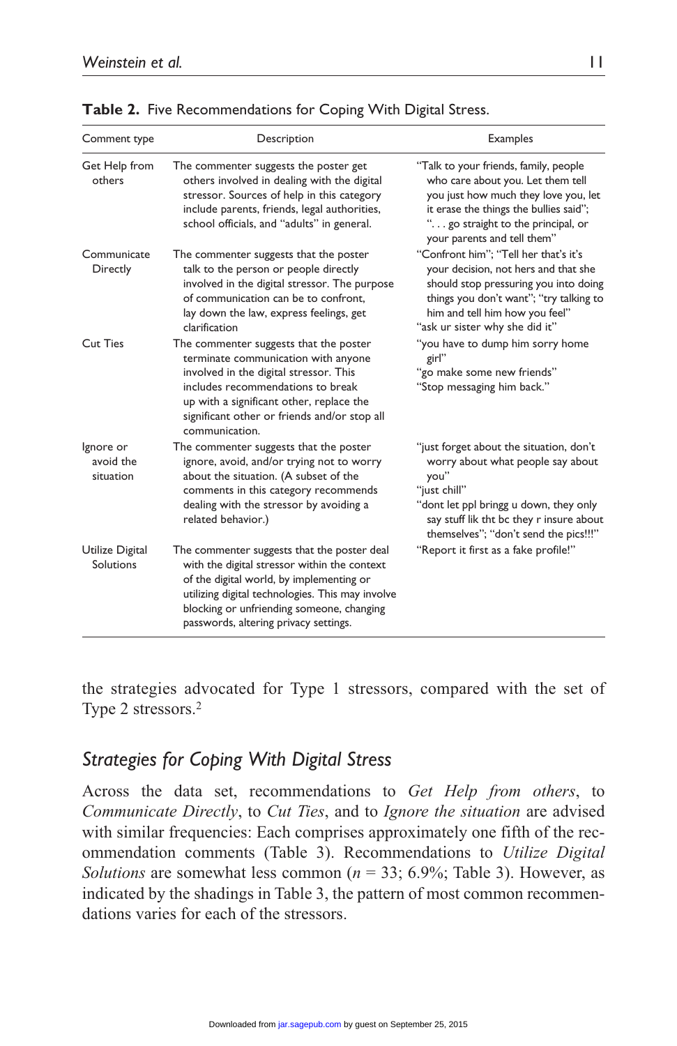**Table 2.** Five Recommendations for Coping With Digital Stress.

| Comment type | Description | Examples |
|---|---|---|
| Get Help from others | The commenter suggests the poster get others involved in dealing with the digital stressor. Sources of help in this category include parents, friends, legal authorities, school officials, and "adults" in general. | "Talk to your friends, family, people who care about you. Let them tell you just how much they love you, let it erase the things the bullies said"; ". . . go straight to the principal, or your parents and tell them" |
| Communicate Directly | The commenter suggests that the poster talk to the person or people directly involved in the digital stressor. The purpose of communication can be to confront, lay down the law, express feelings, get clarification | "Confront him"; "Tell her that's it's your decision, not hers and that she should stop pressuring you into doing things you don't want"; "try talking to him and tell him how you feel" "ask ur sister why she did it" |
| Cut Ties | The commenter suggests that the poster terminate communication with anyone involved in the digital stressor. This includes recommendations to break up with a significant other, replace the significant other or friends and/or stop all communication. | "you have to dump him sorry home girl" "go make some new friends" "Stop messaging him back." |
| Ignore or avoid the situation | The commenter suggests that the poster ignore, avoid, and/or trying not to worry about the situation. (A subset of the comments in this category recommends dealing with the stressor by avoiding a related behavior.) | "just forget about the situation, don't worry about what people say about you" "just chill" "dont let ppl bringg u down, they only say stuff lik tht bc they r insure about themselves"; "don't send the pics!!!" |
| Utilize Digital Solutions | The commenter suggests that the poster deal with the digital stressor within the context of the digital world, by implementing or utilizing digital technologies. This may involve blocking or unfriending someone, changing passwords, altering privacy settings. | "Report it first as a fake profile!" |

the strategies advocated for Type 1 stressors, compared with the set of Type 2 stressors.[2]

## *Strategies for Coping With Digital Stress*

Across the data set, recommendations to *Get Help from others*, to *Communicate Directly*, to *Cut Ties*, and to *Ignore the situation* are advised with similar frequencies: Each comprises approximately one fifth of the recommendation comments (Table 3). Recommendations to *Utilize Digital Solutions* are somewhat less common ($n$ = 33; 6.9%; Table 3). However, as indicated by the shadings in Table 3, the pattern of most common recommendations varies for each of the stressors.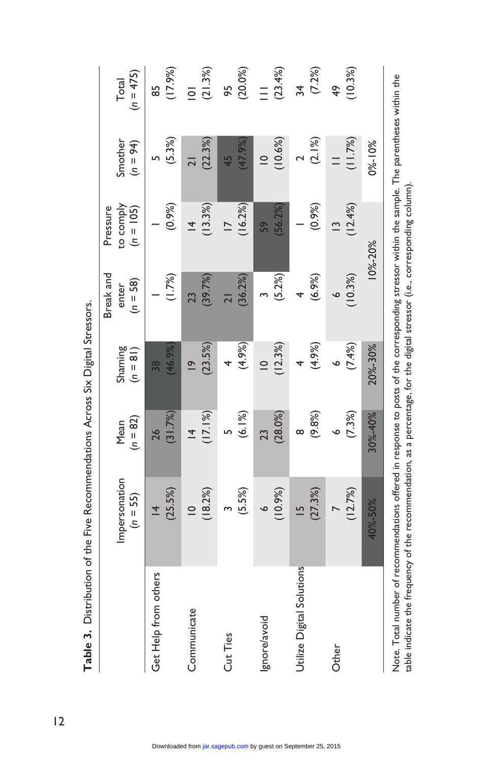**Table 3.** Distribution of the Five Recommendations Across Six Digital Stressors.

| | Impersonation ($n$ = 55) | Mean ($n$ = 82) | Shaming ($n$ = 81) | Break and enter ($n$ = 58) | Pressure to comply ($n$ = 105) | Smother ($n$ = 94) | Total ($n$ = 475) |
|---|---|---|---|---|---|---|---|
| Get Help from others | 14 (25.5%) | 26 (31.7%) | 38 (46.9%) | 1 (1.7%) | 1 (0.9%) | 5 (5.3%) | 85 (17.9%) |
| Communicate | 10 (18.2%) | 14 (17.1%) | 19 (23.5%) | 23 (39.7%) | 14 (13.3%) | 21 (22.3%) | 101 (21.3%) |
| Cut Ties | 3 (5.5%) | 5 (6.1%) | 4 (4.9%) | 21 (36.2%) | 17 (16.2%) | 45 (47.9%) | 95 (20.0%) |
| Ignore/avoid | 6 (10.9%) | 23 (28.0%) | 10 (12.3%) | 3 (5.2%) | 59 (56.2%) | 10 (10.6%) | 111 (23.4%) |
| Utilize Digital Solutions | 15 (27.3%) | 8 (9.8%) | 4 (4.9%) | 4 (6.9%) | 1 (0.9%) | 2 (2.1%) | 34 (7.2%) |
| Other | 7 (12.7%) | 6 (7.3%) | 6 (7.4%) | 6 (10.3%) | 13 (12.4%) | 11 (11.7%) | 49 (10.3%) |

Shading legend: 40%-50% | 30%-40% | 20%-30% | 10%-20% | 0%-10%

*Note.* Total number of recommendations offered in response to posts of the corresponding stressor within the sample. The parentheses within the table indicate the frequency of the recommendation, as a percentage, for the digital stressor (i.e., corresponding column).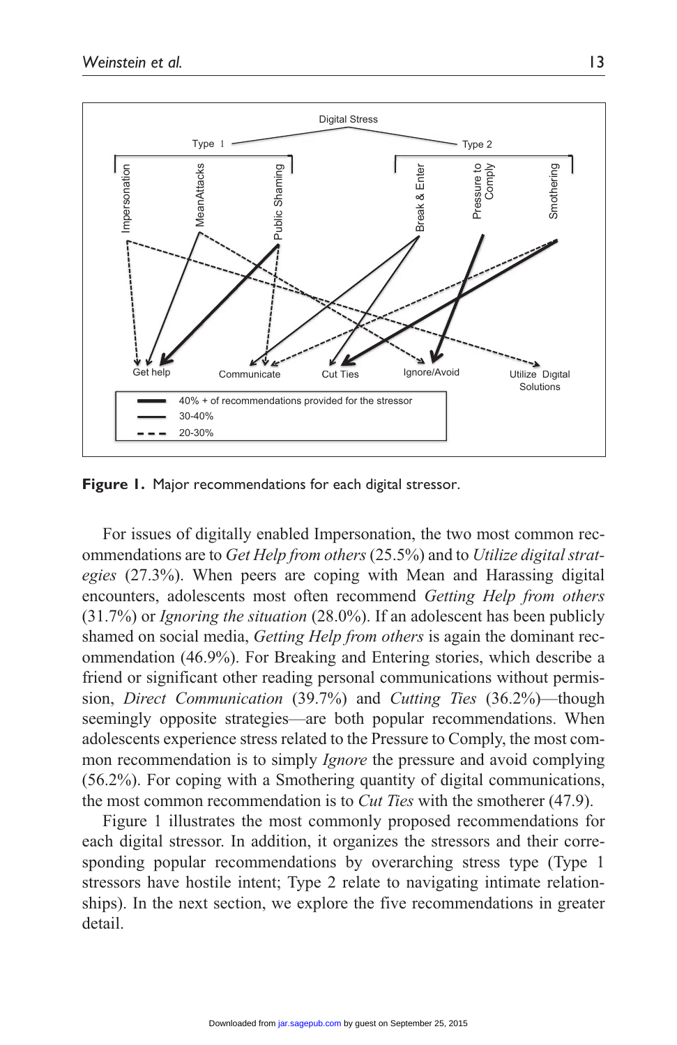**Figure 1.** Major recommendations for each digital stressor.

For issues of digitally enabled Impersonation, the two most common recommendations are to *Get Help from others* (25.5%) and to *Utilize digital strategies* (27.3%). When peers are coping with Mean and Harassing digital encounters, adolescents most often recommend *Getting Help from others* (31.7%) or *Ignoring the situation* (28.0%). If an adolescent has been publicly shamed on social media, *Getting Help from others* is again the dominant recommendation (46.9%). For Breaking and Entering stories, which describe a friend or significant other reading personal communications without permission, *Direct Communication* (39.7%) and *Cutting Ties* (36.2%)—though seemingly opposite strategies—are both popular recommendations. When adolescents experience stress related to the Pressure to Comply, the most common recommendation is to simply *Ignore* the pressure and avoid complying (56.2%). For coping with a Smothering quantity of digital communications, the most common recommendation is to *Cut Ties* with the smotherer (47.9).

Figure 1 illustrates the most commonly proposed recommendations for each digital stressor. In addition, it organizes the stressors and their corresponding popular recommendations by overarching stress type (Type 1 stressors have hostile intent; Type 2 relate to navigating intimate relationships). In the next section, we explore the five recommendations in greater detail.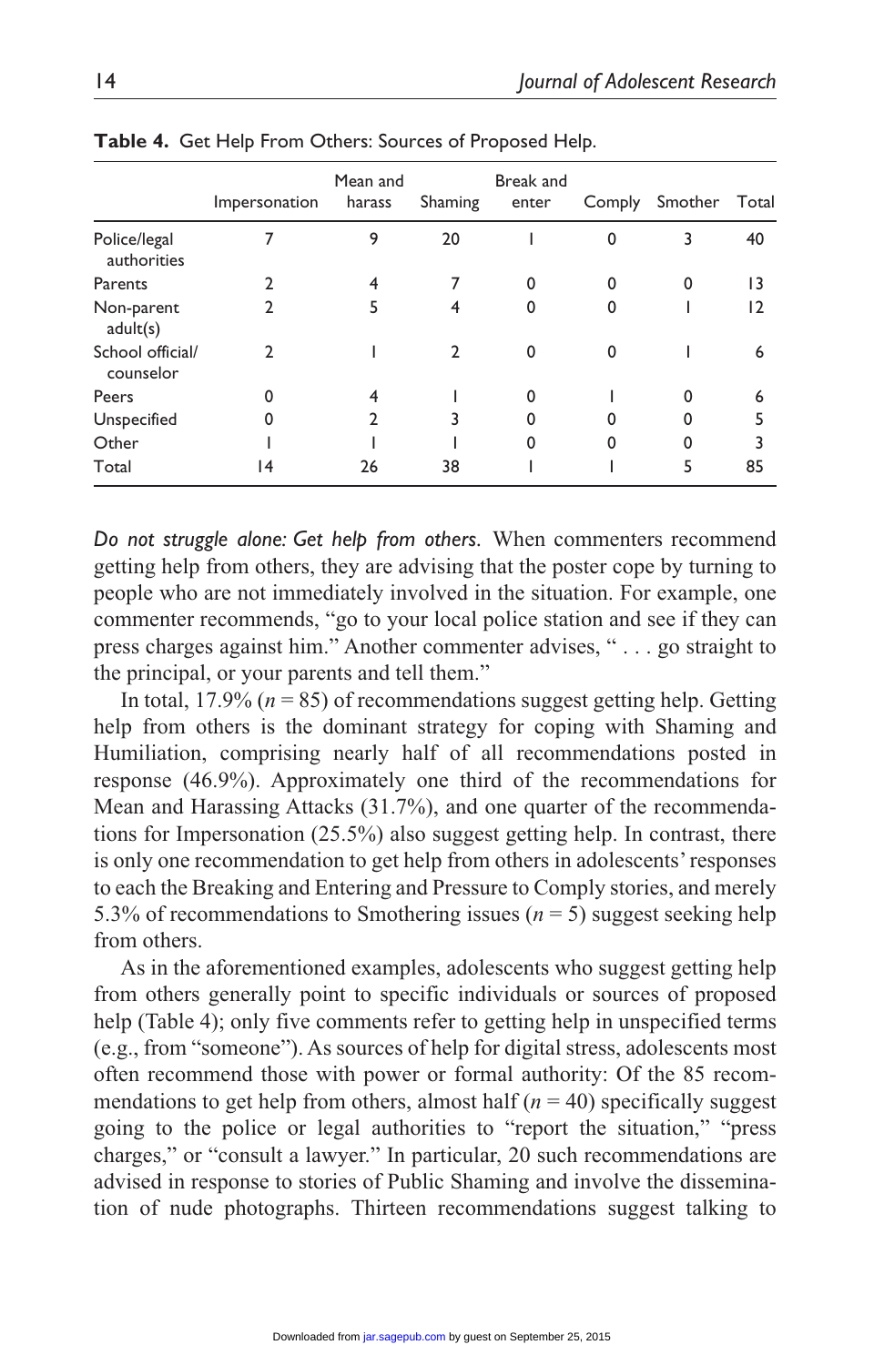**Table 4.** Get Help From Others: Sources of Proposed Help.

| | Impersonation | Mean and harass | Shaming | Break and enter | Comply | Smother | Total |
|---|---|---|---|---|---|---|---|
| Police/legal authorities | 7 | 9 | 20 | 1 | 0 | 3 | 40 |
| Parents | 2 | 4 | 7 | 0 | 0 | 0 | 13 |
| Non-parent adult(s) | 2 | 5 | 4 | 0 | 0 | 1 | 12 |
| School official/ counselor | 2 | 1 | 2 | 0 | 0 | 1 | 6 |
| Peers | 0 | 4 | 1 | 0 | 1 | 0 | 6 |
| Unspecified | 0 | 2 | 3 | 0 | 0 | 0 | 5 |
| Other | 1 | 1 | 1 | 0 | 0 | 0 | 3 |
| Total | 14 | 26 | 38 | 1 | 1 | 5 | 85 |

*Do not struggle alone: Get help from others.* When commenters recommend getting help from others, they are advising that the poster cope by turning to people who are not immediately involved in the situation. For example, one commenter recommends, "go to your local police station and see if they can press charges against him." Another commenter advises, " . . . go straight to the principal, or your parents and tell them."

In total, 17.9% ($n$ = 85) of recommendations suggest getting help. Getting help from others is the dominant strategy for coping with Shaming and Humiliation, comprising nearly half of all recommendations posted in response (46.9%). Approximately one third of the recommendations for Mean and Harassing Attacks (31.7%), and one quarter of the recommendations for Impersonation (25.5%) also suggest getting help. In contrast, there is only one recommendation to get help from others in adolescents' responses to each the Breaking and Entering and Pressure to Comply stories, and merely 5.3% of recommendations to Smothering issues ($n$ = 5) suggest seeking help from others.

As in the aforementioned examples, adolescents who suggest getting help from others generally point to specific individuals or sources of proposed help (Table 4); only five comments refer to getting help in unspecified terms (e.g., from "someone"). As sources of help for digital stress, adolescents most often recommend those with power or formal authority: Of the 85 recommendations to get help from others, almost half ($n$ = 40) specifically suggest going to the police or legal authorities to "report the situation," "press charges," or "consult a lawyer." In particular, 20 such recommendations are advised in response to stories of Public Shaming and involve the dissemination of nude photographs. Thirteen recommendations suggest talking to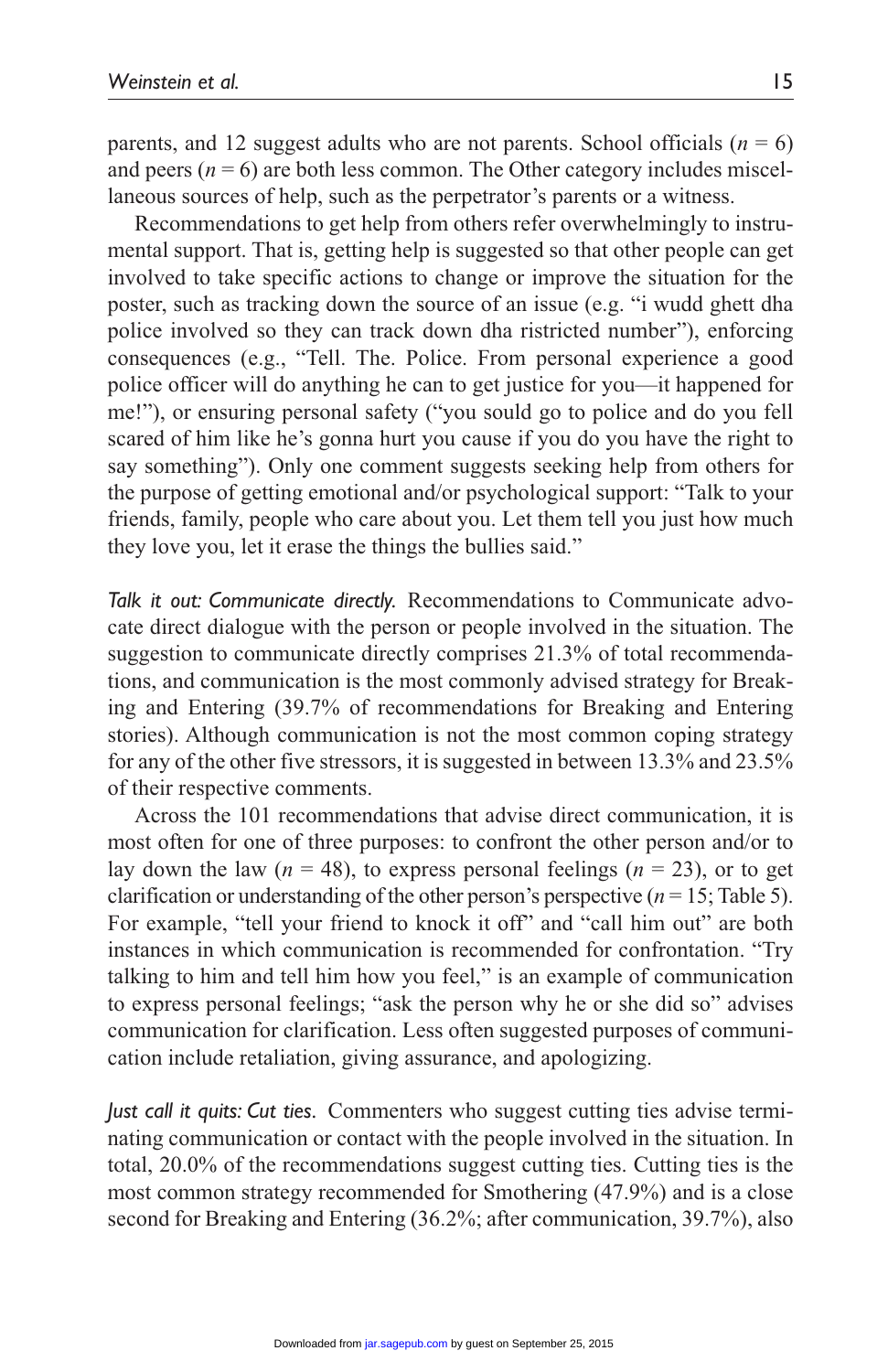parents, and 12 suggest adults who are not parents. School officials ($n$ = 6) and peers ($n$ = 6) are both less common. The Other category includes miscellaneous sources of help, such as the perpetrator's parents or a witness.

Recommendations to get help from others refer overwhelmingly to instrumental support. That is, getting help is suggested so that other people can get involved to take specific actions to change or improve the situation for the poster, such as tracking down the source of an issue (e.g. "i wudd ghett dha police involved so they can track down dha ristricted number"), enforcing consequences (e.g., "Tell. The. Police. From personal experience a good police officer will do anything he can to get justice for you—it happened for me!"), or ensuring personal safety ("you sould go to police and do you fell scared of him like he's gonna hurt you cause if you do you have the right to say something"). Only one comment suggests seeking help from others for the purpose of getting emotional and/or psychological support: "Talk to your friends, family, people who care about you. Let them tell you just how much they love you, let it erase the things the bullies said."

*Talk it out: Communicate directly.* Recommendations to Communicate advocate direct dialogue with the person or people involved in the situation. The suggestion to communicate directly comprises 21.3% of total recommendations, and communication is the most commonly advised strategy for Breaking and Entering (39.7% of recommendations for Breaking and Entering stories). Although communication is not the most common coping strategy for any of the other five stressors, it is suggested in between 13.3% and 23.5% of their respective comments.

Across the 101 recommendations that advise direct communication, it is most often for one of three purposes: to confront the other person and/or to lay down the law ($n$ = 48), to express personal feelings ($n$ = 23), or to get clarification or understanding of the other person's perspective ($n$ = 15; Table 5). For example, "tell your friend to knock it off" and "call him out" are both instances in which communication is recommended for confrontation. "Try talking to him and tell him how you feel," is an example of communication to express personal feelings; "ask the person why he or she did so" advises communication for clarification. Less often suggested purposes of communication include retaliation, giving assurance, and apologizing.

*Just call it quits: Cut ties.* Commenters who suggest cutting ties advise terminating communication or contact with the people involved in the situation. In total, 20.0% of the recommendations suggest cutting ties. Cutting ties is the most common strategy recommended for Smothering (47.9%) and is a close second for Breaking and Entering (36.2%; after communication, 39.7%), also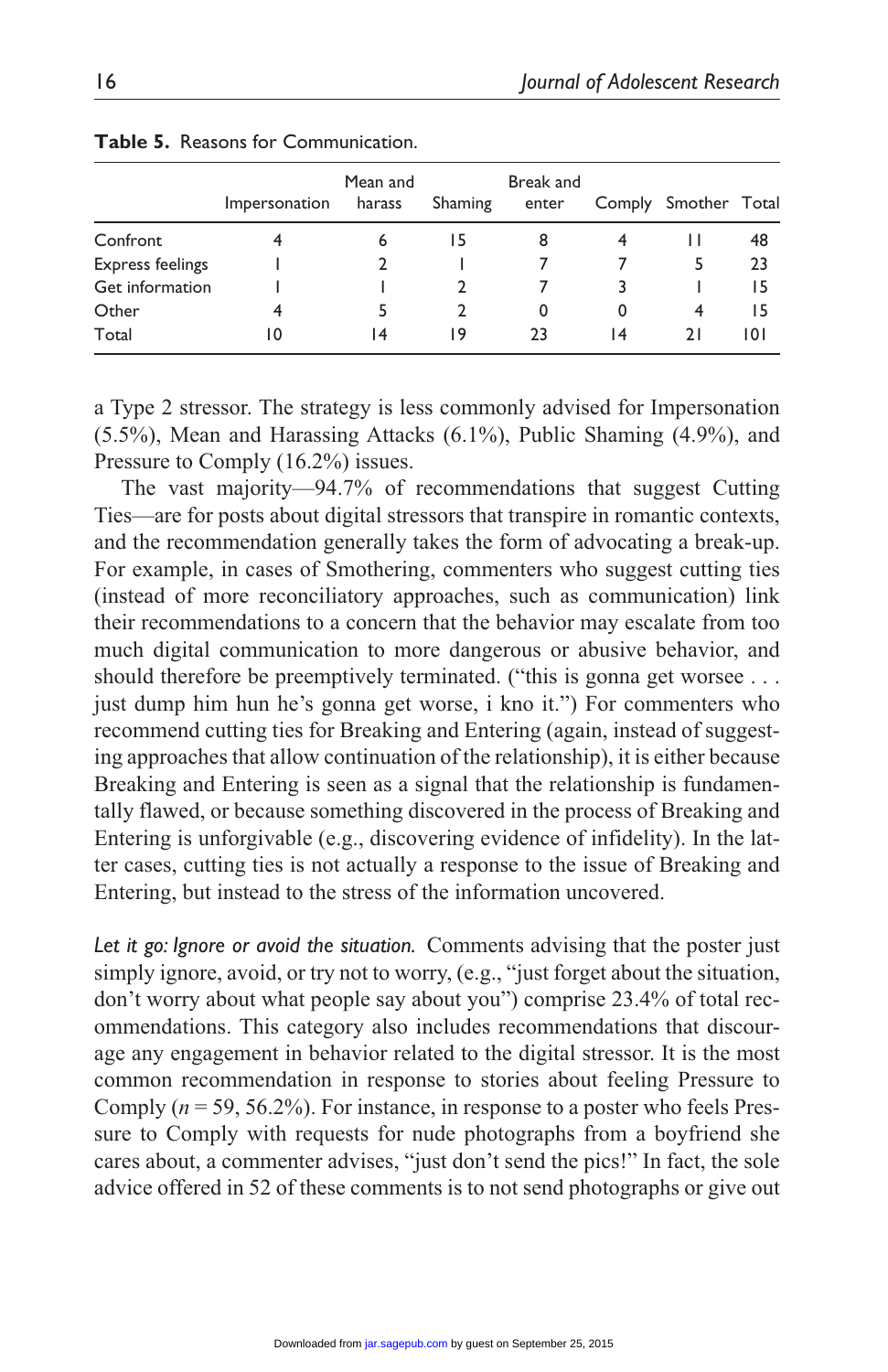**Table 5.** Reasons for Communication.

| | Impersonation | Mean and harass | Shaming | Break and enter | Comply | Smother | Total |
|---|---|---|---|---|---|---|---|
| Confront | 4 | 6 | 15 | 8 | 4 | 11 | 48 |
| Express feelings | 1 | 2 | 1 | 7 | 7 | 5 | 23 |
| Get information | 1 | 1 | 2 | 7 | 3 | 1 | 15 |
| Other | 4 | 5 | 2 | 0 | 0 | 4 | 15 |
| Total | 10 | 14 | 19 | 23 | 14 | 21 | 101 |

a Type 2 stressor. The strategy is less commonly advised for Impersonation (5.5%), Mean and Harassing Attacks (6.1%), Public Shaming (4.9%), and Pressure to Comply (16.2%) issues.

The vast majority—94.7% of recommendations that suggest Cutting Ties—are for posts about digital stressors that transpire in romantic contexts, and the recommendation generally takes the form of advocating a break-up. For example, in cases of Smothering, commenters who suggest cutting ties (instead of more reconciliatory approaches, such as communication) link their recommendations to a concern that the behavior may escalate from too much digital communication to more dangerous or abusive behavior, and should therefore be preemptively terminated. ("this is gonna get worsee . . . just dump him hun he's gonna get worse, i kno it.") For commenters who recommend cutting ties for Breaking and Entering (again, instead of suggesting approaches that allow continuation of the relationship), it is either because Breaking and Entering is seen as a signal that the relationship is fundamentally flawed, or because something discovered in the process of Breaking and Entering is unforgivable (e.g., discovering evidence of infidelity). In the latter cases, cutting ties is not actually a response to the issue of Breaking and Entering, but instead to the stress of the information uncovered.

*Let it go: Ignore or avoid the situation.* Comments advising that the poster just simply ignore, avoid, or try not to worry, (e.g., "just forget about the situation, don't worry about what people say about you") comprise 23.4% of total recommendations. This category also includes recommendations that discourage any engagement in behavior related to the digital stressor. It is the most common recommendation in response to stories about feeling Pressure to Comply ($n$ = 59, 56.2%). For instance, in response to a poster who feels Pressure to Comply with requests for nude photographs from a boyfriend she cares about, a commenter advises, "just don't send the pics!" In fact, the sole advice offered in 52 of these comments is to not send photographs or give out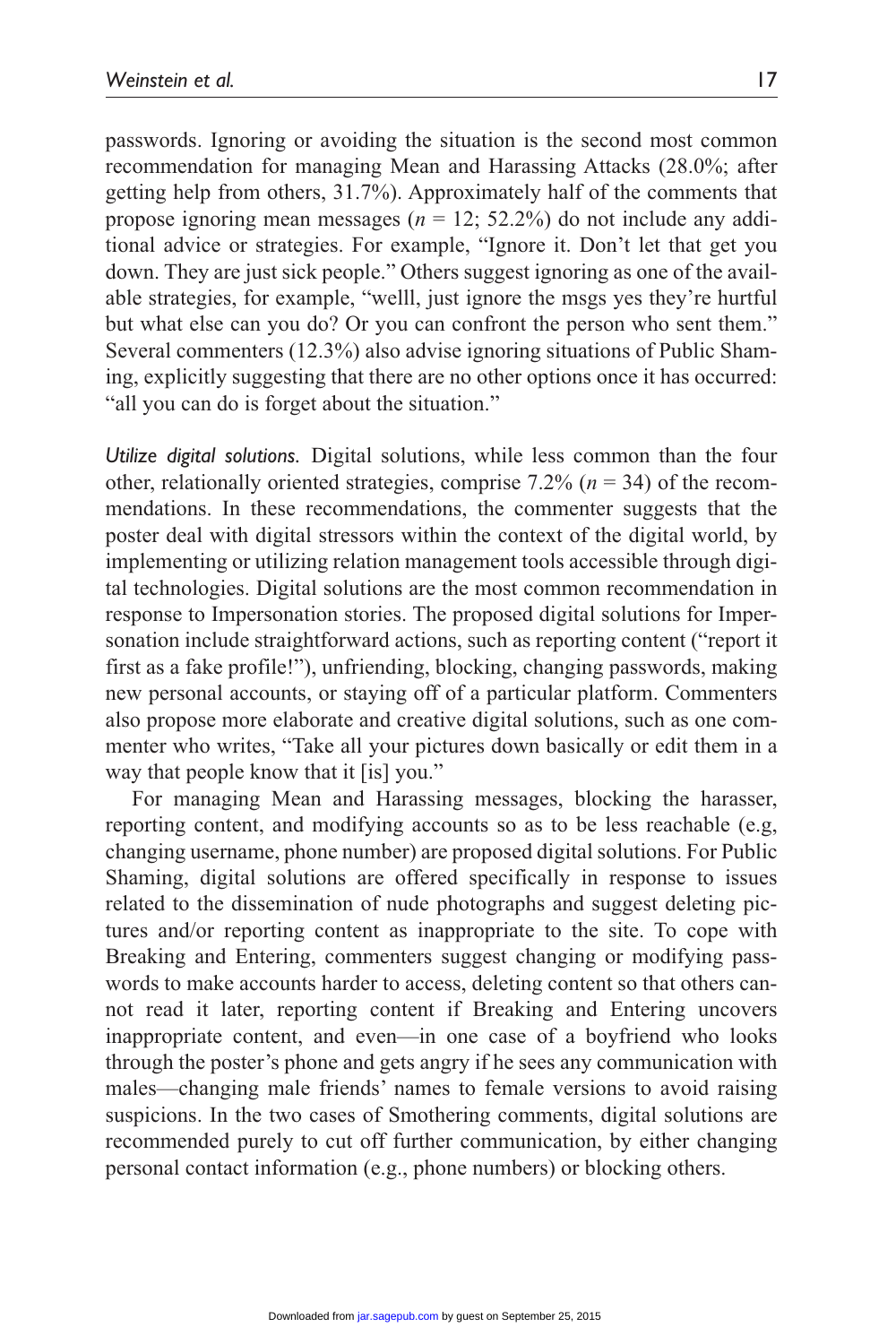passwords. Ignoring or avoiding the situation is the second most common recommendation for managing Mean and Harassing Attacks (28.0%; after getting help from others, 31.7%). Approximately half of the comments that propose ignoring mean messages ($n$ = 12; 52.2%) do not include any additional advice or strategies. For example, "Ignore it. Don't let that get you down. They are just sick people." Others suggest ignoring as one of the available strategies, for example, "welll, just ignore the msgs yes they're hurtful but what else can you do? Or you can confront the person who sent them." Several commenters (12.3%) also advise ignoring situations of Public Shaming, explicitly suggesting that there are no other options once it has occurred: "all you can do is forget about the situation."

*Utilize digital solutions.* Digital solutions, while less common than the four other, relationally oriented strategies, comprise 7.2% ($n$ = 34) of the recommendations. In these recommendations, the commenter suggests that the poster deal with digital stressors within the context of the digital world, by implementing or utilizing relation management tools accessible through digital technologies. Digital solutions are the most common recommendation in response to Impersonation stories. The proposed digital solutions for Impersonation include straightforward actions, such as reporting content ("report it first as a fake profile!"), unfriending, blocking, changing passwords, making new personal accounts, or staying off of a particular platform. Commenters also propose more elaborate and creative digital solutions, such as one commenter who writes, "Take all your pictures down basically or edit them in a way that people know that it [is] you."

For managing Mean and Harassing messages, blocking the harasser, reporting content, and modifying accounts so as to be less reachable (e.g, changing username, phone number) are proposed digital solutions. For Public Shaming, digital solutions are offered specifically in response to issues related to the dissemination of nude photographs and suggest deleting pictures and/or reporting content as inappropriate to the site. To cope with Breaking and Entering, commenters suggest changing or modifying passwords to make accounts harder to access, deleting content so that others cannot read it later, reporting content if Breaking and Entering uncovers inappropriate content, and even—in one case of a boyfriend who looks through the poster's phone and gets angry if he sees any communication with males—changing male friends' names to female versions to avoid raising suspicions. In the two cases of Smothering comments, digital solutions are recommended purely to cut off further communication, by either changing personal contact information (e.g., phone numbers) or blocking others.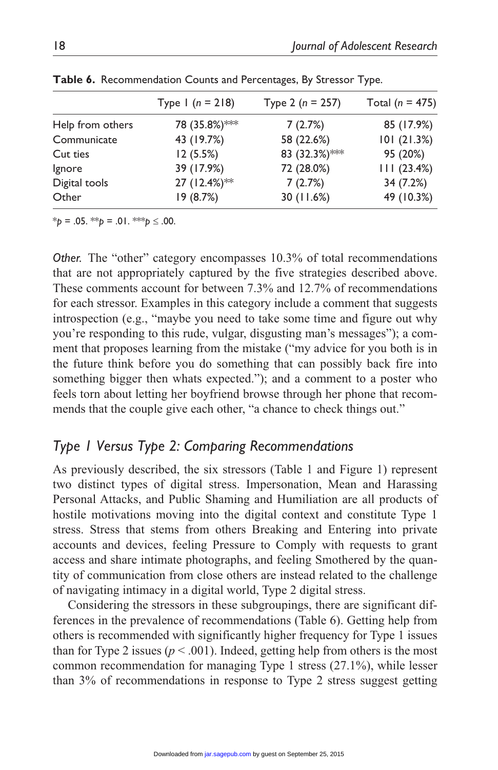**Table 6.** Recommendation Counts and Percentages, By Stressor Type.

| | Type 1 ($n$ = 218) | Type 2 ($n$ = 257) | Total ($n$ = 475) |
|---|---|---|---|
| Help from others | 78 (35.8%)*** | 7 (2.7%) | 85 (17.9%) |
| Communicate | 43 (19.7%) | 58 (22.6%) | 101 (21.3%) |
| Cut ties | 12 (5.5%) | 83 (32.3%)*** | 95 (20%) |
| Ignore | 39 (17.9%) | 72 (28.0%) | 111 (23.4%) |
| Digital tools | 27 (12.4%)** | 7 (2.7%) | 34 (7.2%) |
| Other | 19 (8.7%) | 30 (11.6%) | 49 (10.3%) |

*$p$ = .05. **$p$ = .01. ***$p \leq .00$.

*Other.* The "other" category encompasses 10.3% of total recommendations that are not appropriately captured by the five strategies described above. These comments account for between 7.3% and 12.7% of recommendations for each stressor. Examples in this category include a comment that suggests introspection (e.g., "maybe you need to take some time and figure out why you're responding to this rude, vulgar, disgusting man's messages"); a comment that proposes learning from the mistake ("my advice for you both is in the future think before you do something that can possibly back fire into something bigger then whats expected."); and a comment to a poster who feels torn about letting her boyfriend browse through her phone that recommends that the couple give each other, "a chance to check things out."

## *Type 1 Versus Type 2: Comparing Recommendations*

As previously described, the six stressors (Table 1 and Figure 1) represent two distinct types of digital stress. Impersonation, Mean and Harassing Personal Attacks, and Public Shaming and Humiliation are all products of hostile motivations moving into the digital context and constitute Type 1 stress. Stress that stems from others Breaking and Entering into private accounts and devices, feeling Pressure to Comply with requests to grant access and share intimate photographs, and feeling Smothered by the quantity of communication from close others are instead related to the challenge of navigating intimacy in a digital world, Type 2 digital stress.

Considering the stressors in these subgroupings, there are significant differences in the prevalence of recommendations (Table 6). Getting help from others is recommended with significantly higher frequency for Type 1 issues than for Type 2 issues ($p < .001$). Indeed, getting help from others is the most common recommendation for managing Type 1 stress (27.1%), while lesser than 3% of recommendations in response to Type 2 stress suggest getting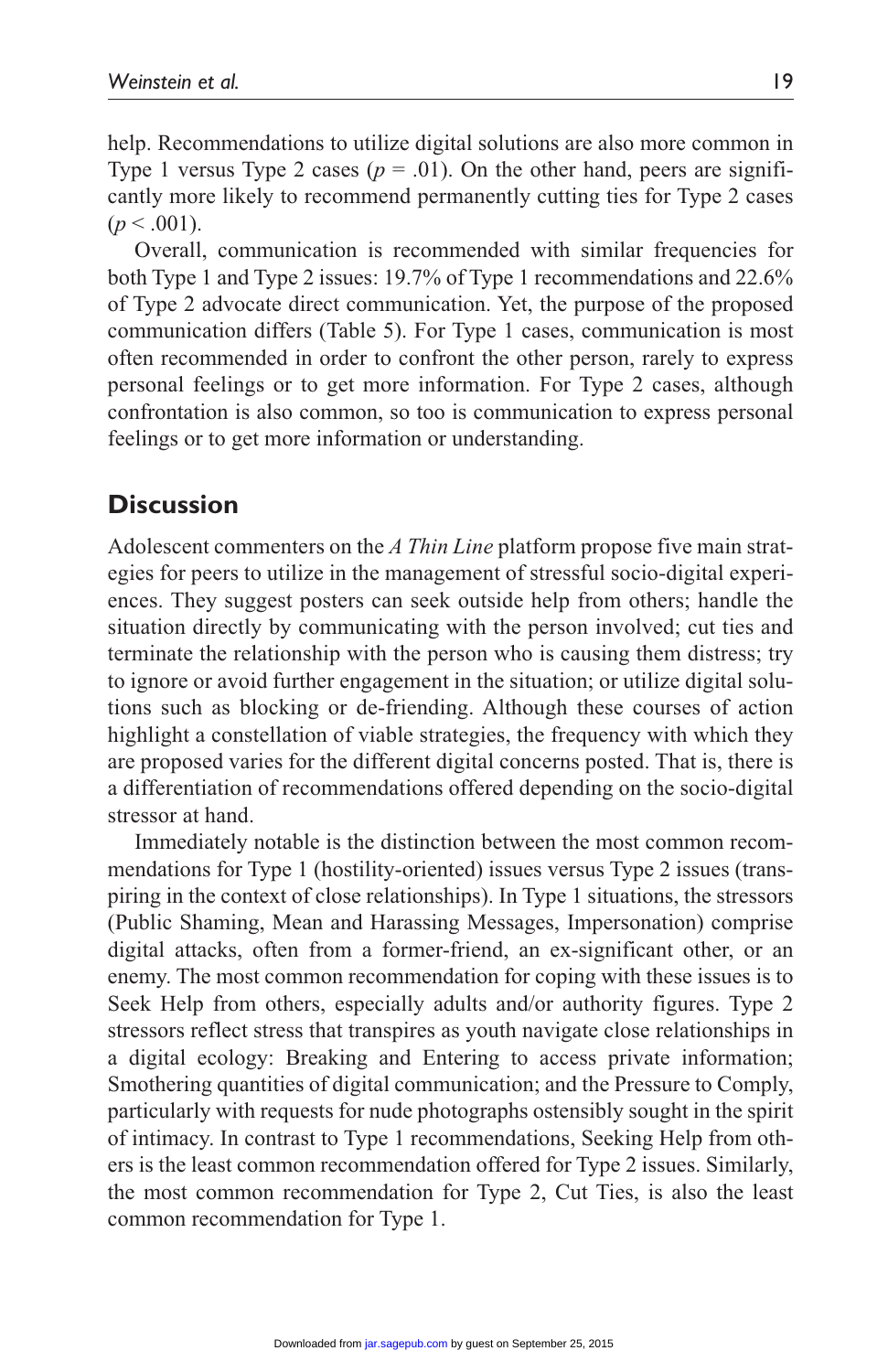help. Recommendations to utilize digital solutions are also more common in Type 1 versus Type 2 cases ($p$ = .01). On the other hand, peers are significantly more likely to recommend permanently cutting ties for Type 2 cases ($p$ < .001).

Overall, communication is recommended with similar frequencies for both Type 1 and Type 2 issues: 19.7% of Type 1 recommendations and 22.6% of Type 2 advocate direct communication. Yet, the purpose of the proposed communication differs (Table 5). For Type 1 cases, communication is most often recommended in order to confront the other person, rarely to express personal feelings or to get more information. For Type 2 cases, although confrontation is also common, so too is communication to express personal feelings or to get more information or understanding.

## Discussion

Adolescent commenters on the *A Thin Line* platform propose five main strategies for peers to utilize in the management of stressful socio-digital experiences. They suggest posters can seek outside help from others; handle the situation directly by communicating with the person involved; cut ties and terminate the relationship with the person who is causing them distress; try to ignore or avoid further engagement in the situation; or utilize digital solutions such as blocking or de-friending. Although these courses of action highlight a constellation of viable strategies, the frequency with which they are proposed varies for the different digital concerns posted. That is, there is a differentiation of recommendations offered depending on the socio-digital stressor at hand.

Immediately notable is the distinction between the most common recommendations for Type 1 (hostility-oriented) issues versus Type 2 issues (transpiring in the context of close relationships). In Type 1 situations, the stressors (Public Shaming, Mean and Harassing Messages, Impersonation) comprise digital attacks, often from a former-friend, an ex-significant other, or an enemy. The most common recommendation for coping with these issues is to Seek Help from others, especially adults and/or authority figures. Type 2 stressors reflect stress that transpires as youth navigate close relationships in a digital ecology: Breaking and Entering to access private information; Smothering quantities of digital communication; and the Pressure to Comply, particularly with requests for nude photographs ostensibly sought in the spirit of intimacy. In contrast to Type 1 recommendations, Seeking Help from others is the least common recommendation offered for Type 2 issues. Similarly, the most common recommendation for Type 2, Cut Ties, is also the least common recommendation for Type 1.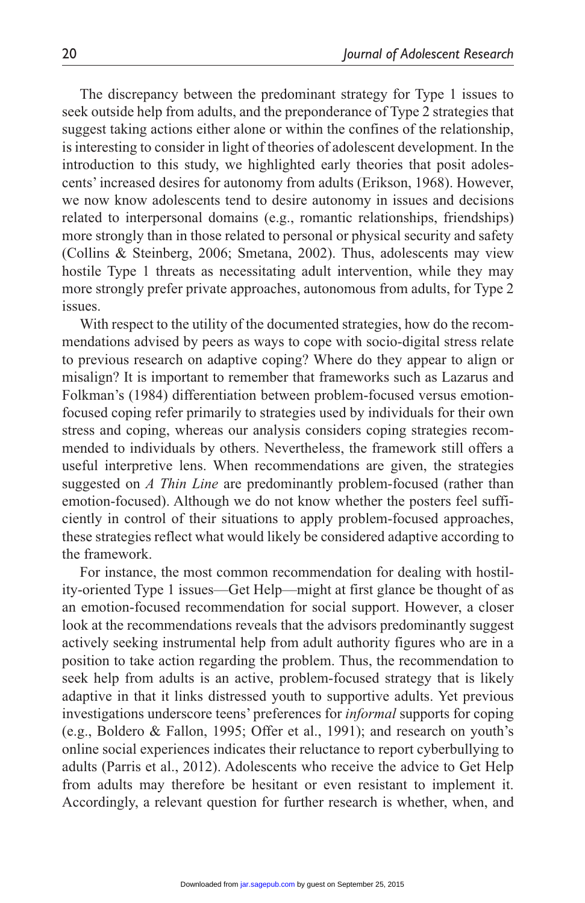The discrepancy between the predominant strategy for Type 1 issues to seek outside help from adults, and the preponderance of Type 2 strategies that suggest taking actions either alone or within the confines of the relationship, is interesting to consider in light of theories of adolescent development. In the introduction to this study, we highlighted early theories that posit adolescents' increased desires for autonomy from adults (Erikson, 1968). However, we now know adolescents tend to desire autonomy in issues and decisions related to interpersonal domains (e.g., romantic relationships, friendships) more strongly than in those related to personal or physical security and safety (Collins & Steinberg, 2006; Smetana, 2002). Thus, adolescents may view hostile Type 1 threats as necessitating adult intervention, while they may more strongly prefer private approaches, autonomous from adults, for Type 2 issues.

With respect to the utility of the documented strategies, how do the recommendations advised by peers as ways to cope with socio-digital stress relate to previous research on adaptive coping? Where do they appear to align or misalign? It is important to remember that frameworks such as Lazarus and Folkman's (1984) differentiation between problem-focused versus emotion-focused coping refer primarily to strategies used by individuals for their own stress and coping, whereas our analysis considers coping strategies recommended to individuals by others. Nevertheless, the framework still offers a useful interpretive lens. When recommendations are given, the strategies suggested on *A Thin Line* are predominantly problem-focused (rather than emotion-focused). Although we do not know whether the posters feel sufficiently in control of their situations to apply problem-focused approaches, these strategies reflect what would likely be considered adaptive according to the framework.

For instance, the most common recommendation for dealing with hostility-oriented Type 1 issues—Get Help—might at first glance be thought of as an emotion-focused recommendation for social support. However, a closer look at the recommendations reveals that the advisors predominantly suggest actively seeking instrumental help from adult authority figures who are in a position to take action regarding the problem. Thus, the recommendation to seek help from adults is an active, problem-focused strategy that is likely adaptive in that it links distressed youth to supportive adults. Yet previous investigations underscore teens' preferences for *informal* supports for coping (e.g., Boldero & Fallon, 1995; Offer et al., 1991); and research on youth's online social experiences indicates their reluctance to report cyberbullying to adults (Parris et al., 2012). Adolescents who receive the advice to Get Help from adults may therefore be hesitant or even resistant to implement it. Accordingly, a relevant question for further research is whether, when, and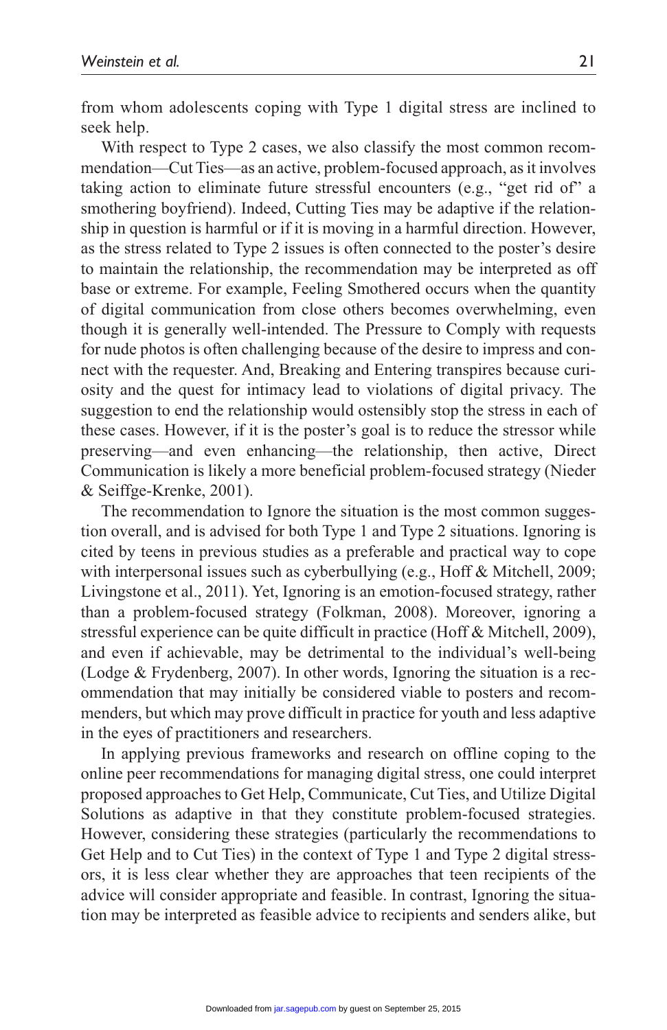from whom adolescents coping with Type 1 digital stress are inclined to seek help.

With respect to Type 2 cases, we also classify the most common recommendation—Cut Ties—as an active, problem-focused approach, as it involves taking action to eliminate future stressful encounters (e.g., "get rid of" a smothering boyfriend). Indeed, Cutting Ties may be adaptive if the relationship in question is harmful or if it is moving in a harmful direction. However, as the stress related to Type 2 issues is often connected to the poster's desire to maintain the relationship, the recommendation may be interpreted as off base or extreme. For example, Feeling Smothered occurs when the quantity of digital communication from close others becomes overwhelming, even though it is generally well-intended. The Pressure to Comply with requests for nude photos is often challenging because of the desire to impress and connect with the requester. And, Breaking and Entering transpires because curiosity and the quest for intimacy lead to violations of digital privacy. The suggestion to end the relationship would ostensibly stop the stress in each of these cases. However, if it is the poster's goal to reduce the stressor while preserving—and even enhancing—the relationship, then active, Direct Communication is likely a more beneficial problem-focused strategy (Nieder & Seiffge-Krenke, 2001).

The recommendation to Ignore the situation is the most common suggestion overall, and is advised for both Type 1 and Type 2 situations. Ignoring is cited by teens in previous studies as a preferable and practical way to cope with interpersonal issues such as cyberbullying (e.g., Hoff & Mitchell, 2009; Livingstone et al., 2011). Yet, Ignoring is an emotion-focused strategy, rather than a problem-focused strategy (Folkman, 2008). Moreover, ignoring a stressful experience can be quite difficult in practice (Hoff & Mitchell, 2009), and even if achievable, may be detrimental to the individual's well-being (Lodge & Frydenberg, 2007). In other words, Ignoring the situation is a recommendation that may initially be considered viable to posters and recommenders, but which may prove difficult in practice for youth and less adaptive in the eyes of practitioners and researchers.

In applying previous frameworks and research on offline coping to the online peer recommendations for managing digital stress, one could interpret proposed approaches to Get Help, Communicate, Cut Ties, and Utilize Digital Solutions as adaptive in that they constitute problem-focused strategies. However, considering these strategies (particularly the recommendations to Get Help and to Cut Ties) in the context of Type 1 and Type 2 digital stressors, it is less clear whether they are approaches that teen recipients of the advice will consider appropriate and feasible. In contrast, Ignoring the situation may be interpreted as feasible advice to recipients and senders alike, but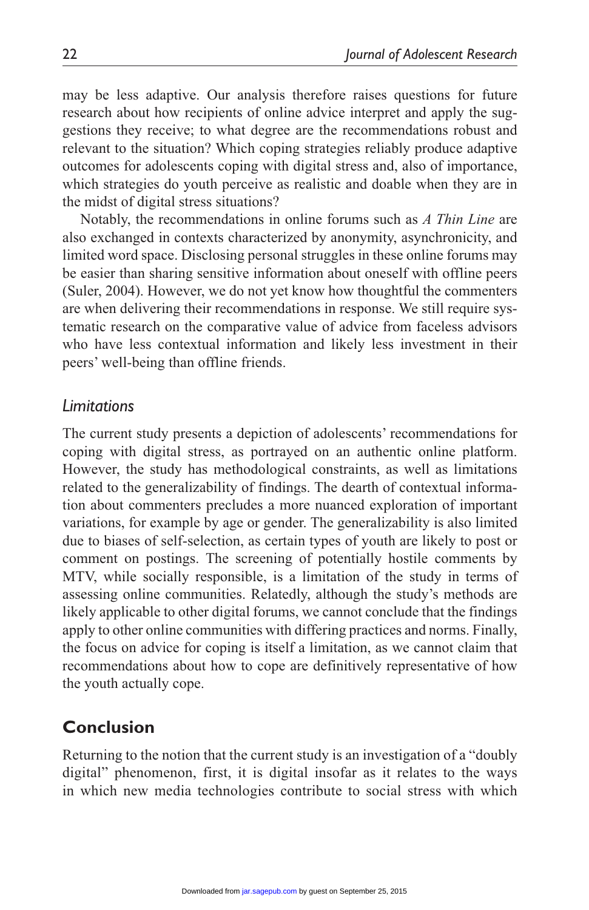may be less adaptive. Our analysis therefore raises questions for future research about how recipients of online advice interpret and apply the suggestions they receive; to what degree are the recommendations robust and relevant to the situation? Which coping strategies reliably produce adaptive outcomes for adolescents coping with digital stress and, also of importance, which strategies do youth perceive as realistic and doable when they are in the midst of digital stress situations?

Notably, the recommendations in online forums such as *A Thin Line* are also exchanged in contexts characterized by anonymity, asynchronicity, and limited word space. Disclosing personal struggles in these online forums may be easier than sharing sensitive information about oneself with offline peers (Suler, 2004). However, we do not yet know how thoughtful the commenters are when delivering their recommendations in response. We still require systematic research on the comparative value of advice from faceless advisors who have less contextual information and likely less investment in their peers' well-being than offline friends.

### Limitations

The current study presents a depiction of adolescents' recommendations for coping with digital stress, as portrayed on an authentic online platform. However, the study has methodological constraints, as well as limitations related to the generalizability of findings. The dearth of contextual information about commenters precludes a more nuanced exploration of important variations, for example by age or gender. The generalizability is also limited due to biases of self-selection, as certain types of youth are likely to post or comment on postings. The screening of potentially hostile comments by MTV, while socially responsible, is a limitation of the study in terms of assessing online communities. Relatedly, although the study's methods are likely applicable to other digital forums, we cannot conclude that the findings apply to other online communities with differing practices and norms. Finally, the focus on advice for coping is itself a limitation, as we cannot claim that recommendations about how to cope are definitively representative of how the youth actually cope.

## Conclusion

Returning to the notion that the current study is an investigation of a "doubly digital" phenomenon, first, it is digital insofar as it relates to the ways in which new media technologies contribute to social stress with which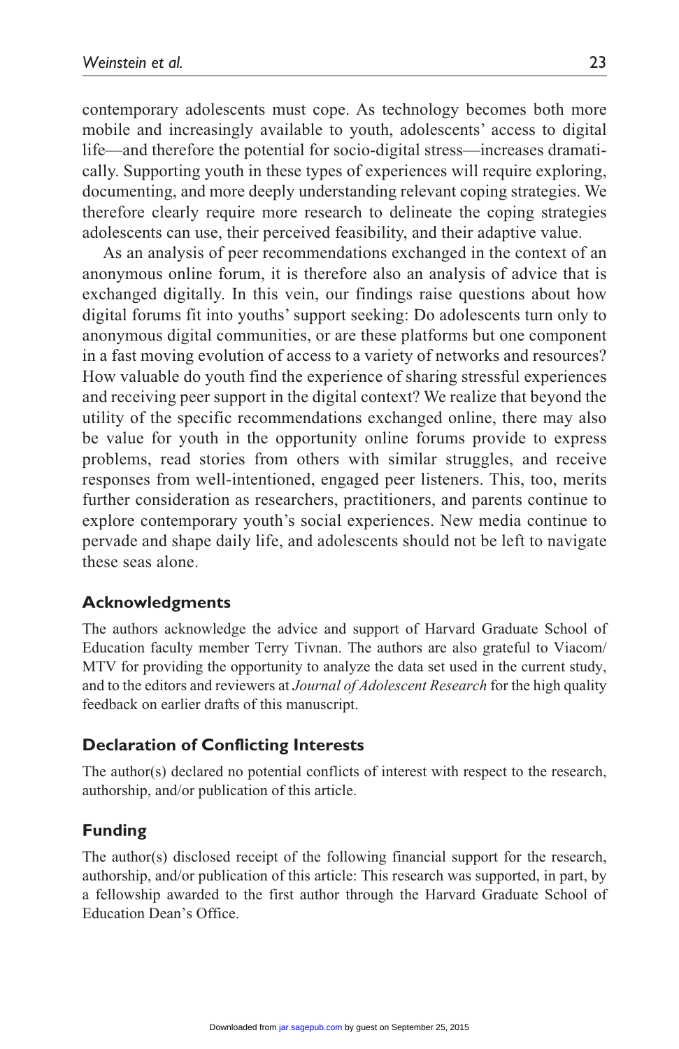contemporary adolescents must cope. As technology becomes both more mobile and increasingly available to youth, adolescents' access to digital life—and therefore the potential for socio-digital stress—increases dramatically. Supporting youth in these types of experiences will require exploring, documenting, and more deeply understanding relevant coping strategies. We therefore clearly require more research to delineate the coping strategies adolescents can use, their perceived feasibility, and their adaptive value.

As an analysis of peer recommendations exchanged in the context of an anonymous online forum, it is therefore also an analysis of advice that is exchanged digitally. In this vein, our findings raise questions about how digital forums fit into youths' support seeking: Do adolescents turn only to anonymous digital communities, or are these platforms but one component in a fast moving evolution of access to a variety of networks and resources? How valuable do youth find the experience of sharing stressful experiences and receiving peer support in the digital context? We realize that beyond the utility of the specific recommendations exchanged online, there may also be value for youth in the opportunity online forums provide to express problems, read stories from others with similar struggles, and receive responses from well-intentioned, engaged peer listeners. This, too, merits further consideration as researchers, practitioners, and parents continue to explore contemporary youth's social experiences. New media continue to pervade and shape daily life, and adolescents should not be left to navigate these seas alone.

## Acknowledgments

The authors acknowledge the advice and support of Harvard Graduate School of Education faculty member Terry Tivnan. The authors are also grateful to Viacom/MTV for providing the opportunity to analyze the data set used in the current study, and to the editors and reviewers at *Journal of Adolescent Research* for the high quality feedback on earlier drafts of this manuscript.

## Declaration of Conflicting Interests

The author(s) declared no potential conflicts of interest with respect to the research, authorship, and/or publication of this article.

## Funding

The author(s) disclosed receipt of the following financial support for the research, authorship, and/or publication of this article: This research was supported, in part, by a fellowship awarded to the first author through the Harvard Graduate School of Education Dean's Office.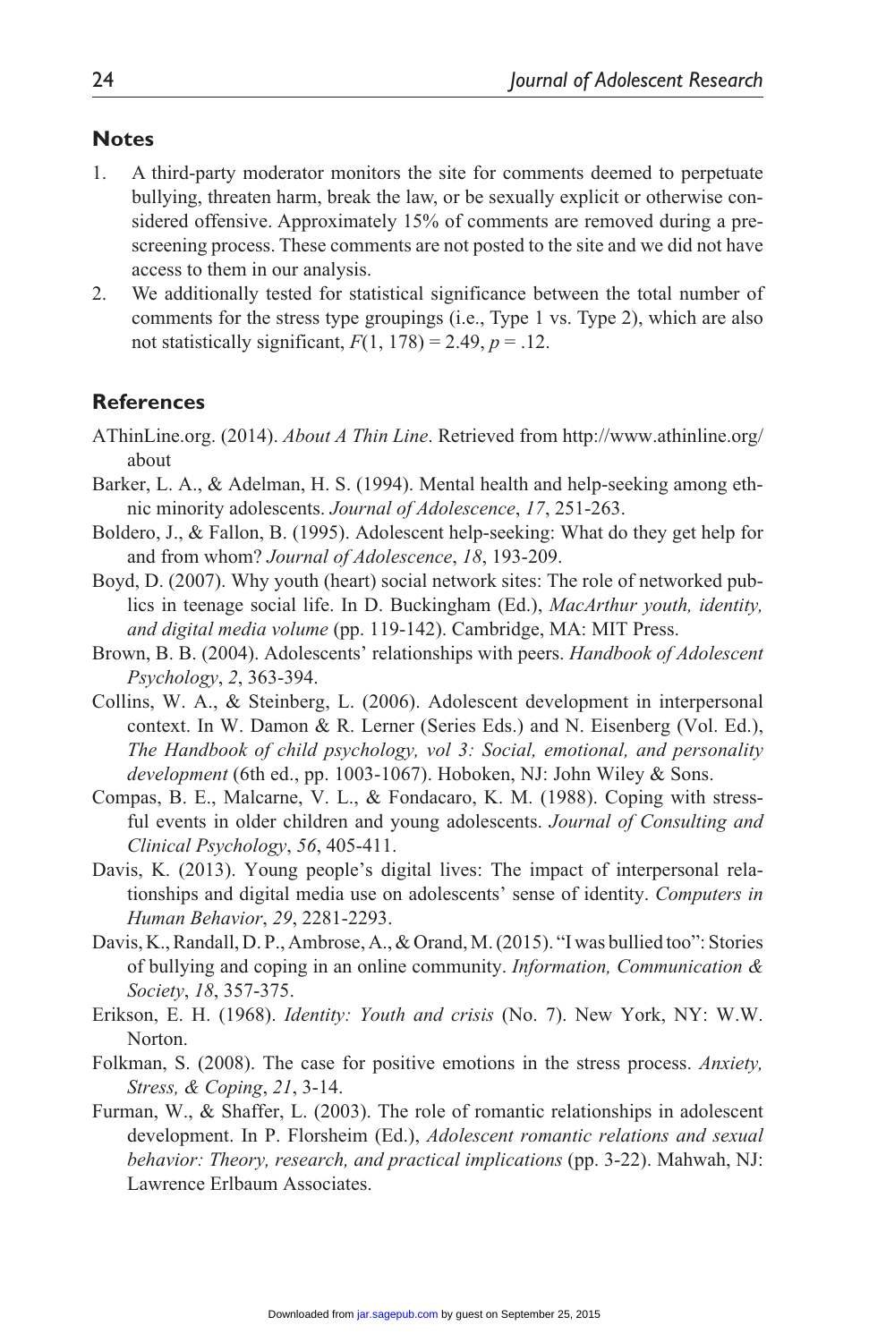## Notes

1. A third-party moderator monitors the site for comments deemed to perpetuate bullying, threaten harm, break the law, or be sexually explicit or otherwise considered offensive. Approximately 15% of comments are removed during a prescreening process. These comments are not posted to the site and we did not have access to them in our analysis.
2. We additionally tested for statistical significance between the total number of comments for the stress type groupings (i.e., Type 1 vs. Type 2), which are also not statistically significant, $F(1, 178) = 2.49$, $p = .12$.

## References

AThinLine.org. (2014). *About A Thin Line*. Retrieved from http://www.athinline.org/about

Barker, L. A., & Adelman, H. S. (1994). Mental health and help-seeking among ethnic minority adolescents. *Journal of Adolescence*, *17*, 251-263.

Boldero, J., & Fallon, B. (1995). Adolescent help-seeking: What do they get help for and from whom? *Journal of Adolescence*, *18*, 193-209.

Boyd, D. (2007). Why youth (heart) social network sites: The role of networked publics in teenage social life. In D. Buckingham (Ed.), *MacArthur youth, identity, and digital media volume* (pp. 119-142). Cambridge, MA: MIT Press.

Brown, B. B. (2004). Adolescents' relationships with peers. *Handbook of Adolescent Psychology*, *2*, 363-394.

Collins, W. A., & Steinberg, L. (2006). Adolescent development in interpersonal context. In W. Damon & R. Lerner (Series Eds.) and N. Eisenberg (Vol. Ed.), *The Handbook of child psychology, vol 3: Social, emotional, and personality development* (6th ed., pp. 1003-1067). Hoboken, NJ: John Wiley & Sons.

Compas, B. E., Malcarne, V. L., & Fondacaro, K. M. (1988). Coping with stressful events in older children and young adolescents. *Journal of Consulting and Clinical Psychology*, *56*, 405-411.

Davis, K. (2013). Young people's digital lives: The impact of interpersonal relationships and digital media use on adolescents' sense of identity. *Computers in Human Behavior*, *29*, 2281-2293.

Davis, K., Randall, D. P., Ambrose, A., & Orand, M. (2015). "I was bullied too": Stories of bullying and coping in an online community. *Information, Communication & Society*, *18*, 357-375.

Erikson, E. H. (1968). *Identity: Youth and crisis* (No. 7). New York, NY: W.W. Norton.

Folkman, S. (2008). The case for positive emotions in the stress process. *Anxiety, Stress, & Coping*, *21*, 3-14.

Furman, W., & Shaffer, L. (2003). The role of romantic relationships in adolescent development. In P. Florsheim (Ed.), *Adolescent romantic relations and sexual behavior: Theory, research, and practical implications* (pp. 3-22). Mahwah, NJ: Lawrence Erlbaum Associates.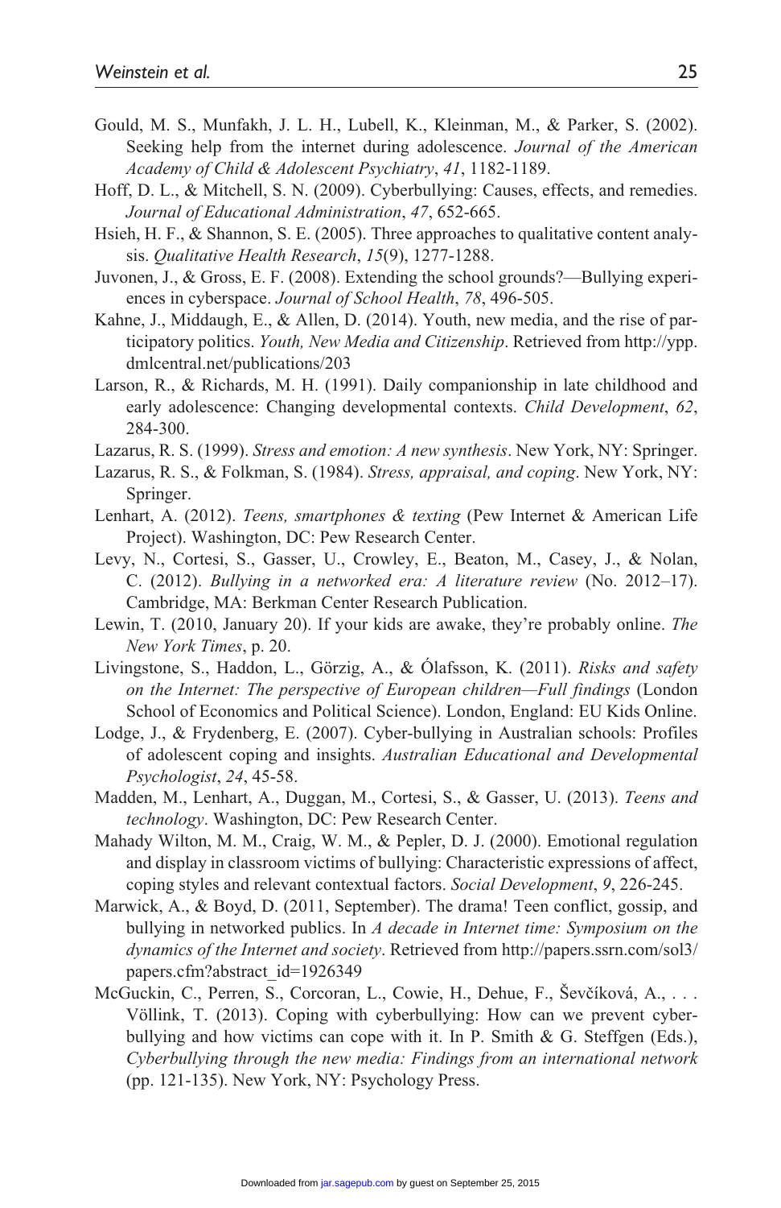Gould, M. S., Munfakh, J. L. H., Lubell, K., Kleinman, M., & Parker, S. (2002). Seeking help from the internet during adolescence. *Journal of the American Academy of Child & Adolescent Psychiatry*, *41*, 1182-1189.

Hoff, D. L., & Mitchell, S. N. (2009). Cyberbullying: Causes, effects, and remedies. *Journal of Educational Administration*, *47*, 652-665.

Hsieh, H. F., & Shannon, S. E. (2005). Three approaches to qualitative content analysis. *Qualitative Health Research*, *15*(9), 1277-1288.

Juvonen, J., & Gross, E. F. (2008). Extending the school grounds?—Bullying experiences in cyberspace. *Journal of School Health*, *78*, 496-505.

Kahne, J., Middaugh, E., & Allen, D. (2014). Youth, new media, and the rise of participatory politics. *Youth, New Media and Citizenship*. Retrieved from http://ypp.dmlcentral.net/publications/203

Larson, R., & Richards, M. H. (1991). Daily companionship in late childhood and early adolescence: Changing developmental contexts. *Child Development*, *62*, 284-300.

Lazarus, R. S. (1999). *Stress and emotion: A new synthesis*. New York, NY: Springer.

Lazarus, R. S., & Folkman, S. (1984). *Stress, appraisal, and coping*. New York, NY: Springer.

Lenhart, A. (2012). *Teens, smartphones & texting* (Pew Internet & American Life Project). Washington, DC: Pew Research Center.

Levy, N., Cortesi, S., Gasser, U., Crowley, E., Beaton, M., Casey, J., & Nolan, C. (2012). *Bullying in a networked era: A literature review* (No. 2012–17). Cambridge, MA: Berkman Center Research Publication.

Lewin, T. (2010, January 20). If your kids are awake, they're probably online. *The New York Times*, p. 20.

Livingstone, S., Haddon, L., Görzig, A., & Ólafsson, K. (2011). *Risks and safety on the Internet: The perspective of European children—Full findings* (London School of Economics and Political Science). London, England: EU Kids Online.

Lodge, J., & Frydenberg, E. (2007). Cyber-bullying in Australian schools: Profiles of adolescent coping and insights. *Australian Educational and Developmental Psychologist*, *24*, 45-58.

Madden, M., Lenhart, A., Duggan, M., Cortesi, S., & Gasser, U. (2013). *Teens and technology*. Washington, DC: Pew Research Center.

Mahady Wilton, M. M., Craig, W. M., & Pepler, D. J. (2000). Emotional regulation and display in classroom victims of bullying: Characteristic expressions of affect, coping styles and relevant contextual factors. *Social Development*, *9*, 226-245.

Marwick, A., & Boyd, D. (2011, September). The drama! Teen conflict, gossip, and bullying in networked publics. In *A decade in Internet time: Symposium on the dynamics of the Internet and society*. Retrieved from http://papers.ssrn.com/sol3/papers.cfm?abstract_id=1926349

McGuckin, C., Perren, S., Corcoran, L., Cowie, H., Dehue, F., Ševčíková, A., . . . Völlink, T. (2013). Coping with cyberbullying: How can we prevent cyberbullying and how victims can cope with it. In P. Smith & G. Steffgen (Eds.), *Cyberbullying through the new media: Findings from an international network* (pp. 121-135). New York, NY: Psychology Press.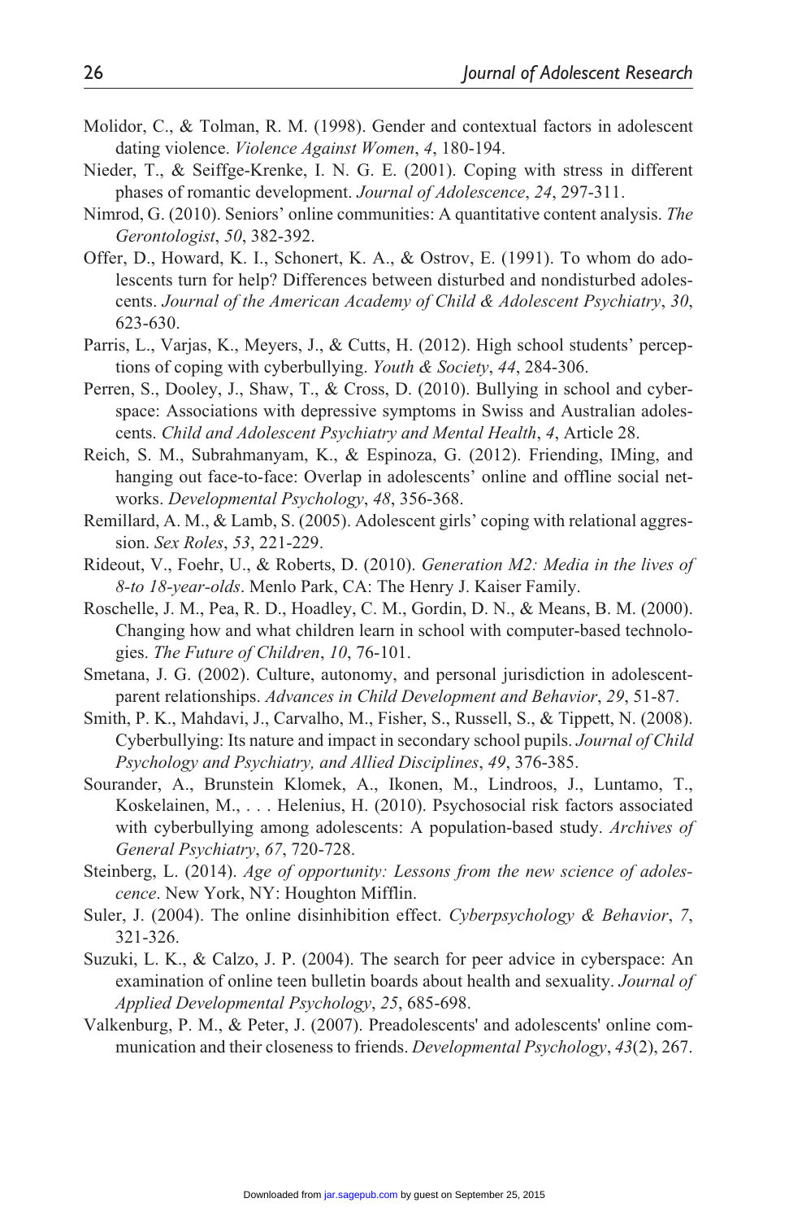Molidor, C., & Tolman, R. M. (1998). Gender and contextual factors in adolescent dating violence. *Violence Against Women*, *4*, 180-194.

Nieder, T., & Seiffge-Krenke, I. N. G. E. (2001). Coping with stress in different phases of romantic development. *Journal of Adolescence*, *24*, 297-311.

Nimrod, G. (2010). Seniors' online communities: A quantitative content analysis. *The Gerontologist*, *50*, 382-392.

Offer, D., Howard, K. I., Schonert, K. A., & Ostrov, E. (1991). To whom do adolescents turn for help? Differences between disturbed and nondisturbed adolescents. *Journal of the American Academy of Child & Adolescent Psychiatry*, *30*, 623-630.

Parris, L., Varjas, K., Meyers, J., & Cutts, H. (2012). High school students' perceptions of coping with cyberbullying. *Youth & Society*, *44*, 284-306.

Perren, S., Dooley, J., Shaw, T., & Cross, D. (2010). Bullying in school and cyberspace: Associations with depressive symptoms in Swiss and Australian adolescents. *Child and Adolescent Psychiatry and Mental Health*, *4*, Article 28.

Reich, S. M., Subrahmanyam, K., & Espinoza, G. (2012). Friending, IMing, and hanging out face-to-face: Overlap in adolescents' online and offline social networks. *Developmental Psychology*, *48*, 356-368.

Remillard, A. M., & Lamb, S. (2005). Adolescent girls' coping with relational aggression. *Sex Roles*, *53*, 221-229.

Rideout, V., Foehr, U., & Roberts, D. (2010). *Generation M2: Media in the lives of 8-to 18-year-olds*. Menlo Park, CA: The Henry J. Kaiser Family.

Roschelle, J. M., Pea, R. D., Hoadley, C. M., Gordin, D. N., & Means, B. M. (2000). Changing how and what children learn in school with computer-based technologies. *The Future of Children*, *10*, 76-101.

Smetana, J. G. (2002). Culture, autonomy, and personal jurisdiction in adolescent-parent relationships. *Advances in Child Development and Behavior*, *29*, 51-87.

Smith, P. K., Mahdavi, J., Carvalho, M., Fisher, S., Russell, S., & Tippett, N. (2008). Cyberbullying: Its nature and impact in secondary school pupils. *Journal of Child Psychology and Psychiatry, and Allied Disciplines*, *49*, 376-385.

Sourander, A., Brunstein Klomek, A., Ikonen, M., Lindroos, J., Luntamo, T., Koskelainen, M., . . . Helenius, H. (2010). Psychosocial risk factors associated with cyberbullying among adolescents: A population-based study. *Archives of General Psychiatry*, *67*, 720-728.

Steinberg, L. (2014). *Age of opportunity: Lessons from the new science of adolescence*. New York, NY: Houghton Mifflin.

Suler, J. (2004). The online disinhibition effect. *Cyberpsychology & Behavior*, *7*, 321-326.

Suzuki, L. K., & Calzo, J. P. (2004). The search for peer advice in cyberspace: An examination of online teen bulletin boards about health and sexuality. *Journal of Applied Developmental Psychology*, *25*, 685-698.

Valkenburg, P. M., & Peter, J. (2007). Preadolescents' and adolescents' online communication and their closeness to friends. *Developmental Psychology*, *43*(2), 267.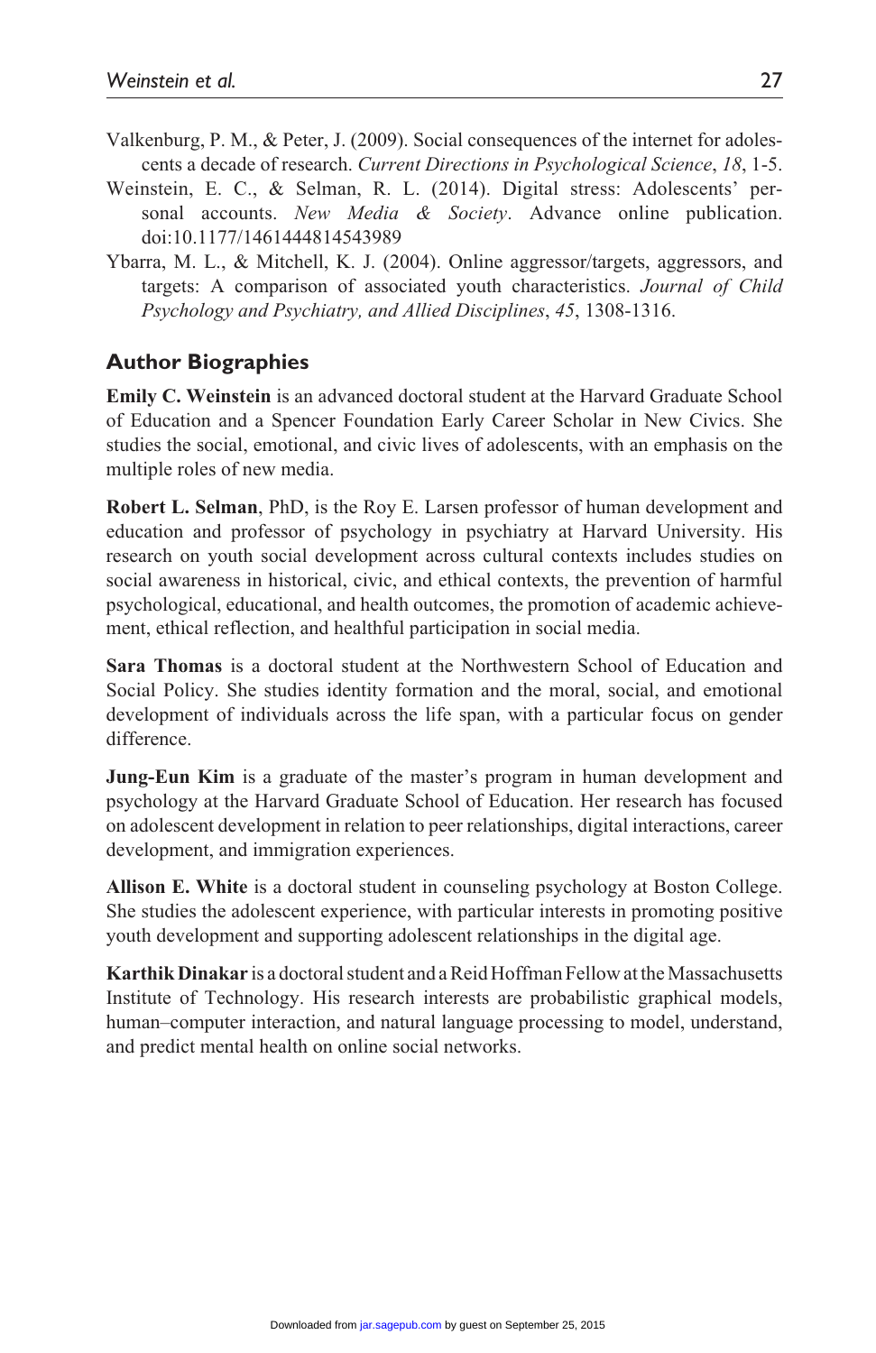Valkenburg, P. M., & Peter, J. (2009). Social consequences of the internet for adolescents a decade of research. *Current Directions in Psychological Science*, *18*, 1-5.

Weinstein, E. C., & Selman, R. L. (2014). Digital stress: Adolescents' personal accounts. *New Media & Society*. Advance online publication. doi:10.1177/1461444814543989

Ybarra, M. L., & Mitchell, K. J. (2004). Online aggressor/targets, aggressors, and targets: A comparison of associated youth characteristics. *Journal of Child Psychology and Psychiatry, and Allied Disciplines*, *45*, 1308-1316.

## Author Biographies

**Emily C. Weinstein** is an advanced doctoral student at the Harvard Graduate School of Education and a Spencer Foundation Early Career Scholar in New Civics. She studies the social, emotional, and civic lives of adolescents, with an emphasis on the multiple roles of new media.

**Robert L. Selman**, PhD, is the Roy E. Larsen professor of human development and education and professor of psychology in psychiatry at Harvard University. His research on youth social development across cultural contexts includes studies on social awareness in historical, civic, and ethical contexts, the prevention of harmful psychological, educational, and health outcomes, the promotion of academic achievement, ethical reflection, and healthful participation in social media.

**Sara Thomas** is a doctoral student at the Northwestern School of Education and Social Policy. She studies identity formation and the moral, social, and emotional development of individuals across the life span, with a particular focus on gender difference.

**Jung-Eun Kim** is a graduate of the master's program in human development and psychology at the Harvard Graduate School of Education. Her research has focused on adolescent development in relation to peer relationships, digital interactions, career development, and immigration experiences.

**Allison E. White** is a doctoral student in counseling psychology at Boston College. She studies the adolescent experience, with particular interests in promoting positive youth development and supporting adolescent relationships in the digital age.

**Karthik Dinakar** is a doctoral student and a Reid Hoffman Fellow at the Massachusetts Institute of Technology. His research interests are probabilistic graphical models, human–computer interaction, and natural language processing to model, understand, and predict mental health on online social networks.